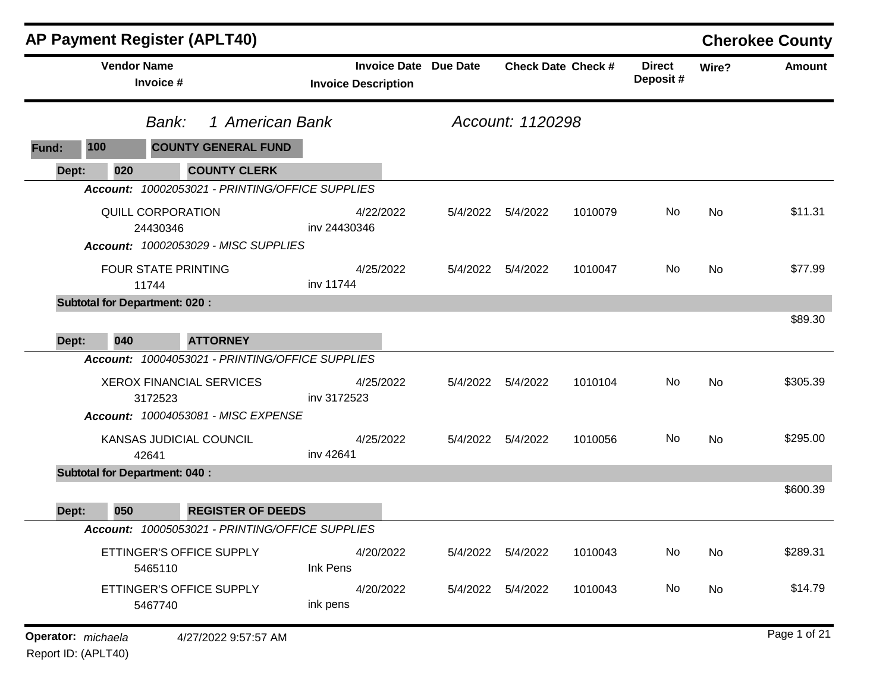# AP Payment Register (APLT40)

**Cherokee County**

| Vendor Name / Invoice # | Invoice Date / Invoice Description | Due Date | Check Date | Check # | Direct Deposit # | Wire? | Amount |
|---|---|---|---|---|---|---|---|

*Bank: 1 American Bank* — *Account: 1120298*

**Fund: 100 COUNTY GENERAL FUND**

**Dept: 020 COUNTY CLERK**

***Account:*** *10002053021 - PRINTING/OFFICE SUPPLIES*

| Vendor Name / Invoice # | Invoice Date / Invoice Description | Due Date | Check Date | Check # | Direct Deposit # | Wire? | Amount |
|---|---|---|---|---|---|---|---|
| QUILL CORPORATION<br>24430346 | 4/22/2022<br>inv 24430346 | 5/4/2022 | 5/4/2022 | 1010079 | No | No | $11.31 |

***Account:*** *10002053029 - MISC SUPPLIES*

| Vendor Name / Invoice # | Invoice Date / Invoice Description | Due Date | Check Date | Check # | Direct Deposit # | Wire? | Amount |
|---|---|---|---|---|---|---|---|
| FOUR STATE PRINTING<br>11744 | 4/25/2022<br>inv 11744 | 5/4/2022 | 5/4/2022 | 1010047 | No | No | $77.99 |

**Subtotal for Department: 020 :** $89.30

**Dept: 040 ATTORNEY**

***Account:*** *10004053021 - PRINTING/OFFICE SUPPLIES*

| Vendor Name / Invoice # | Invoice Date / Invoice Description | Due Date | Check Date | Check # | Direct Deposit # | Wire? | Amount |
|---|---|---|---|---|---|---|---|
| XEROX FINANCIAL SERVICES<br>3172523 | 4/25/2022<br>inv 3172523 | 5/4/2022 | 5/4/2022 | 1010104 | No | No | $305.39 |

***Account:*** *10004053081 - MISC EXPENSE*

| Vendor Name / Invoice # | Invoice Date / Invoice Description | Due Date | Check Date | Check # | Direct Deposit # | Wire? | Amount |
|---|---|---|---|---|---|---|---|
| KANSAS JUDICIAL COUNCIL<br>42641 | 4/25/2022<br>inv 42641 | 5/4/2022 | 5/4/2022 | 1010056 | No | No | $295.00 |

**Subtotal for Department: 040 :** $600.39

**Dept: 050 REGISTER OF DEEDS**

***Account:*** *10005053021 - PRINTING/OFFICE SUPPLIES*

| Vendor Name / Invoice # | Invoice Date / Invoice Description | Due Date | Check Date | Check # | Direct Deposit # | Wire? | Amount |
|---|---|---|---|---|---|---|---|
| ETTINGER'S OFFICE SUPPLY<br>5465110 | 4/20/2022<br>Ink Pens | 5/4/2022 | 5/4/2022 | 1010043 | No | No | $289.31 |
| ETTINGER'S OFFICE SUPPLY<br>5467740 | 4/20/2022<br>ink pens | 5/4/2022 | 5/4/2022 | 1010043 | No | No | $14.79 |

**Operator:** *michaela* 4/27/2022 9:57:57 AM

Report ID: (APLT40)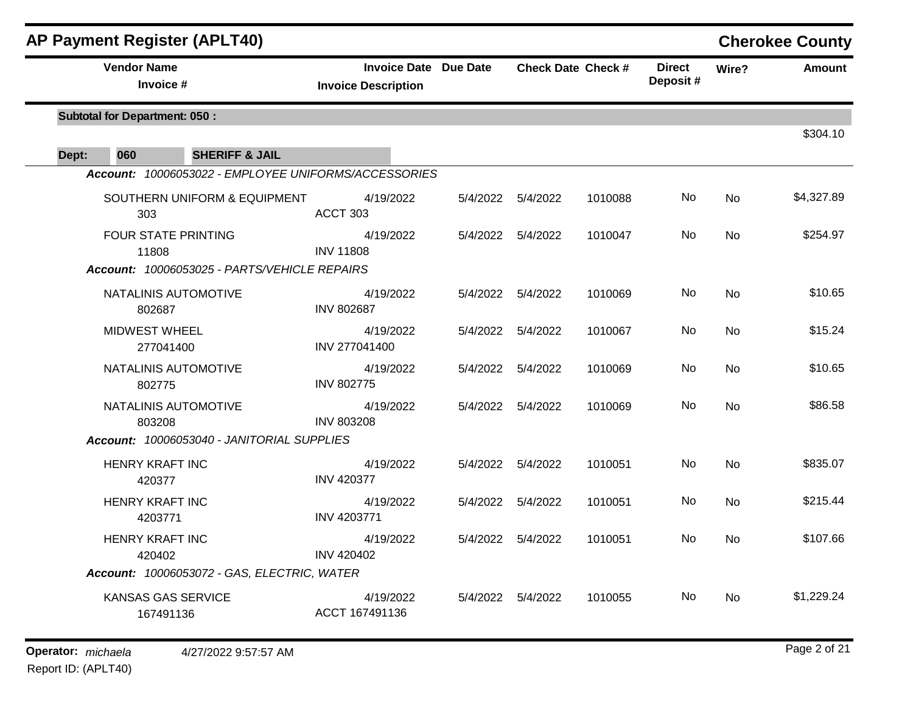# AP Payment Register (APLT40)

## Cherokee County

**Subtotal for Department: 050 :** $304.10

**Dept: 060 SHERIFF & JAIL**

| Vendor Name / Invoice # | Invoice Date / Invoice Description | Due Date | Check Date | Check # | Direct Deposit # | Wire? | Amount |
|---|---|---|---|---|---|---|---|
| ***Account: 10006053022 - EMPLOYEE UNIFORMS/ACCESSORIES*** | | | | | | | |
| SOUTHERN UNIFORM & EQUIPMENT 303 | 4/19/2022 ACCT 303 | 5/4/2022 | 5/4/2022 | 1010088 | No | No | $4,327.89 |
| FOUR STATE PRINTING 11808 | 4/19/2022 INV 11808 | 5/4/2022 | 5/4/2022 | 1010047 | No | No | $254.97 |
| ***Account: 10006053025 - PARTS/VEHICLE REPAIRS*** | | | | | | | |
| NATALINIS AUTOMOTIVE 802687 | 4/19/2022 INV 802687 | 5/4/2022 | 5/4/2022 | 1010069 | No | No | $10.65 |
| MIDWEST WHEEL 277041400 | 4/19/2022 INV 277041400 | 5/4/2022 | 5/4/2022 | 1010067 | No | No | $15.24 |
| NATALINIS AUTOMOTIVE 802775 | 4/19/2022 INV 802775 | 5/4/2022 | 5/4/2022 | 1010069 | No | No | $10.65 |
| NATALINIS AUTOMOTIVE 803208 | 4/19/2022 INV 803208 | 5/4/2022 | 5/4/2022 | 1010069 | No | No | $86.58 |
| ***Account: 10006053040 - JANITORIAL SUPPLIES*** | | | | | | | |
| HENRY KRAFT INC 420377 | 4/19/2022 INV 420377 | 5/4/2022 | 5/4/2022 | 1010051 | No | No | $835.07 |
| HENRY KRAFT INC 4203771 | 4/19/2022 INV 4203771 | 5/4/2022 | 5/4/2022 | 1010051 | No | No | $215.44 |
| HENRY KRAFT INC 420402 | 4/19/2022 INV 420402 | 5/4/2022 | 5/4/2022 | 1010051 | No | No | $107.66 |
| ***Account: 10006053072 - GAS, ELECTRIC, WATER*** | | | | | | | |
| KANSAS GAS SERVICE 167491136 | 4/19/2022 ACCT 167491136 | 5/4/2022 | 5/4/2022 | 1010055 | No | No | $1,229.24 |

**Operator:** *michaela* 4/27/2022 9:57:57 AM
Report ID: (APLT40)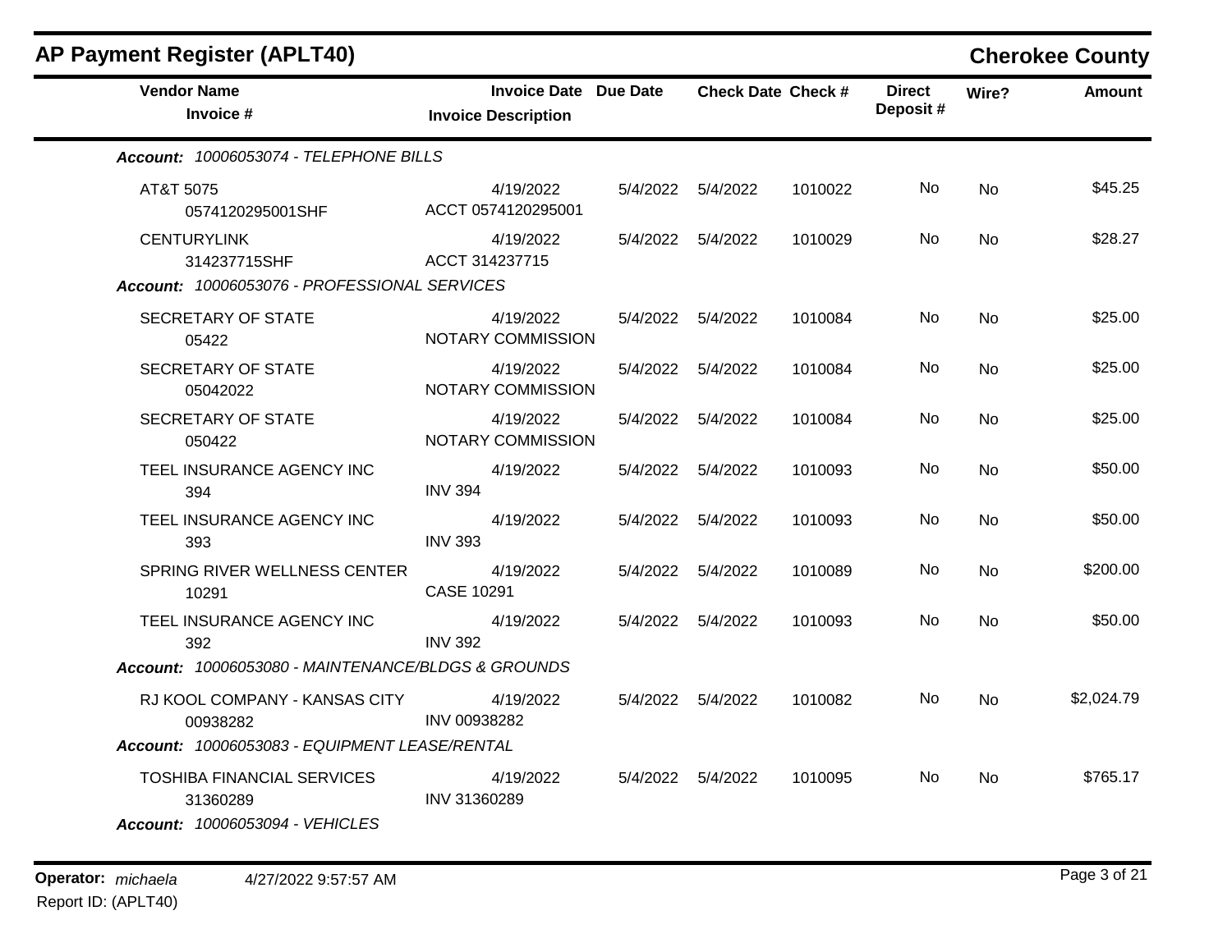## AP Payment Register (APLT40)

**Cherokee County**

| Vendor Name / Invoice # | Invoice Date / Invoice Description | Due Date | Check Date | Check # | Direct Deposit # | Wire? | Amount |
|---|---|---|---|---|---|---|---|
| ***Account: 10006053074 - TELEPHONE BILLS*** | | | | | | | |
| AT&T 5075 / 0574120295001SHF | 4/19/2022 / ACCT 0574120295001 | 5/4/2022 | 5/4/2022 | 1010022 | No | No | $45.25 |
| CENTURYLINK / 314237715SHF | 4/19/2022 / ACCT 314237715 | 5/4/2022 | 5/4/2022 | 1010029 | No | No | $28.27 |
| ***Account: 10006053076 - PROFESSIONAL SERVICES*** | | | | | | | |
| SECRETARY OF STATE / 05422 | 4/19/2022 / NOTARY COMMISSION | 5/4/2022 | 5/4/2022 | 1010084 | No | No | $25.00 |
| SECRETARY OF STATE / 05042022 | 4/19/2022 / NOTARY COMMISSION | 5/4/2022 | 5/4/2022 | 1010084 | No | No | $25.00 |
| SECRETARY OF STATE / 050422 | 4/19/2022 / NOTARY COMMISSION | 5/4/2022 | 5/4/2022 | 1010084 | No | No | $25.00 |
| TEEL INSURANCE AGENCY INC / 394 | 4/19/2022 / INV 394 | 5/4/2022 | 5/4/2022 | 1010093 | No | No | $50.00 |
| TEEL INSURANCE AGENCY INC / 393 | 4/19/2022 / INV 393 | 5/4/2022 | 5/4/2022 | 1010093 | No | No | $50.00 |
| SPRING RIVER WELLNESS CENTER / 10291 | 4/19/2022 / CASE 10291 | 5/4/2022 | 5/4/2022 | 1010089 | No | No | $200.00 |
| TEEL INSURANCE AGENCY INC / 392 | 4/19/2022 / INV 392 | 5/4/2022 | 5/4/2022 | 1010093 | No | No | $50.00 |
| ***Account: 10006053080 - MAINTENANCE/BLDGS & GROUNDS*** | | | | | | | |
| RJ KOOL COMPANY - KANSAS CITY / 00938282 | 4/19/2022 / INV 00938282 | 5/4/2022 | 5/4/2022 | 1010082 | No | No | $2,024.79 |
| ***Account: 10006053083 - EQUIPMENT LEASE/RENTAL*** | | | | | | | |
| TOSHIBA FINANCIAL SERVICES / 31360289 | 4/19/2022 / INV 31360289 | 5/4/2022 | 5/4/2022 | 1010095 | No | No | $765.17 |
| ***Account: 10006053094 - VEHICLES*** | | | | | | | |

**Operator:** *michaela* 4/27/2022 9:57:57 AM
Report ID: (APLT40)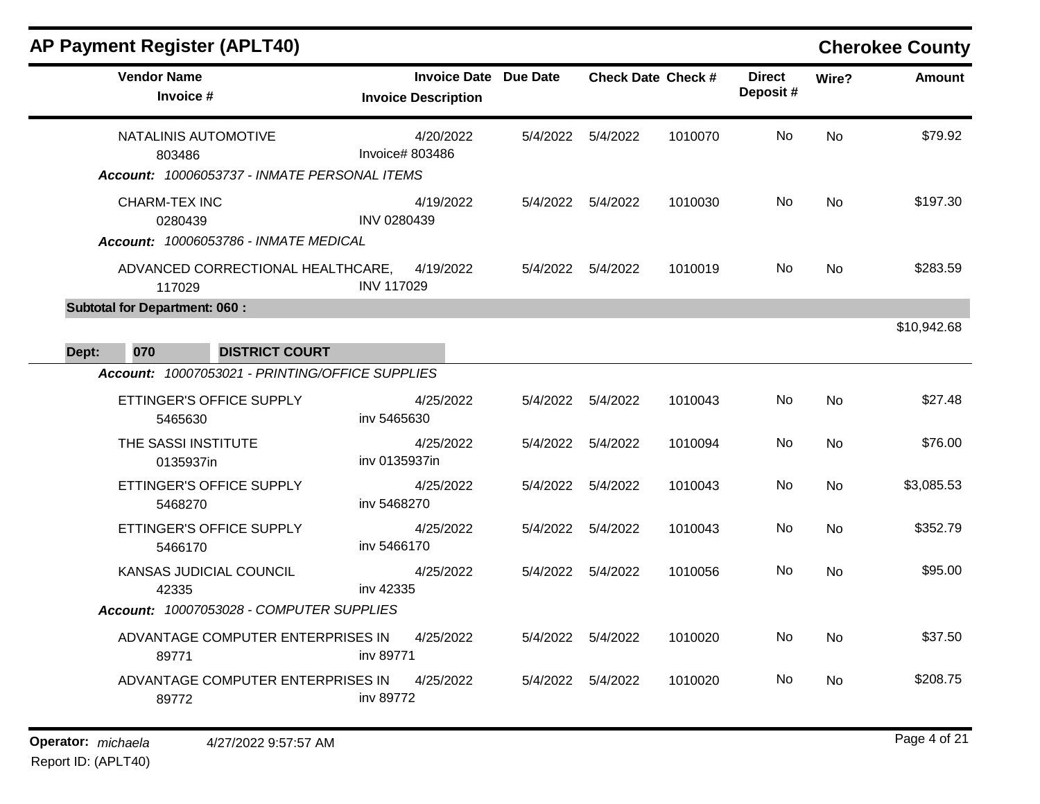## AP Payment Register (APLT40)

**Cherokee County**

| Vendor Name / Invoice # | Invoice Date / Invoice Description | Due Date | Check Date | Check # | Direct Deposit # | Wire? | Amount |
|---|---|---|---|---|---|---|---|
| NATALINIS AUTOMOTIVE<br>803486 | 4/20/2022<br>Invoice# 803486 | 5/4/2022 | 5/4/2022 | 1010070 | No | No | $79.92 |
| ***Account:** 10006053737 - INMATE PERSONAL ITEMS* | | | | | | | |
| CHARM-TEX INC<br>0280439 | 4/19/2022<br>INV 0280439 | 5/4/2022 | 5/4/2022 | 1010030 | No | No | $197.30 |
| ***Account:** 10006053786 - INMATE MEDICAL* | | | | | | | |
| ADVANCED CORRECTIONAL HEALTHCARE,<br>117029 | 4/19/2022<br>INV 117029 | 5/4/2022 | 5/4/2022 | 1010019 | No | No | $283.59 |
| **Subtotal for Department: 060 :** | | | | | | | $10,942.68 |

**Dept: 070 DISTRICT COURT**

| Vendor Name / Invoice # | Invoice Date / Invoice Description | Due Date | Check Date | Check # | Direct Deposit # | Wire? | Amount |
|---|---|---|---|---|---|---|---|
| ***Account:** 10007053021 - PRINTING/OFFICE SUPPLIES* | | | | | | | |
| ETTINGER'S OFFICE SUPPLY<br>5465630 | 4/25/2022<br>inv 5465630 | 5/4/2022 | 5/4/2022 | 1010043 | No | No | $27.48 |
| THE SASSI INSTITUTE<br>0135937in | 4/25/2022<br>inv 0135937in | 5/4/2022 | 5/4/2022 | 1010094 | No | No | $76.00 |
| ETTINGER'S OFFICE SUPPLY<br>5468270 | 4/25/2022<br>inv 5468270 | 5/4/2022 | 5/4/2022 | 1010043 | No | No | $3,085.53 |
| ETTINGER'S OFFICE SUPPLY<br>5466170 | 4/25/2022<br>inv 5466170 | 5/4/2022 | 5/4/2022 | 1010043 | No | No | $352.79 |
| KANSAS JUDICIAL COUNCIL<br>42335 | 4/25/2022<br>inv 42335 | 5/4/2022 | 5/4/2022 | 1010056 | No | No | $95.00 |
| ***Account:** 10007053028 - COMPUTER SUPPLIES* | | | | | | | |
| ADVANTAGE COMPUTER ENTERPRISES IN<br>89771 | 4/25/2022<br>inv 89771 | 5/4/2022 | 5/4/2022 | 1010020 | No | No | $37.50 |
| ADVANTAGE COMPUTER ENTERPRISES IN<br>89772 | 4/25/2022<br>inv 89772 | 5/4/2022 | 5/4/2022 | 1010020 | No | No | $208.75 |

**Operator:** *michaela* 4/27/2022 9:57:57 AM
Report ID: (APLT40)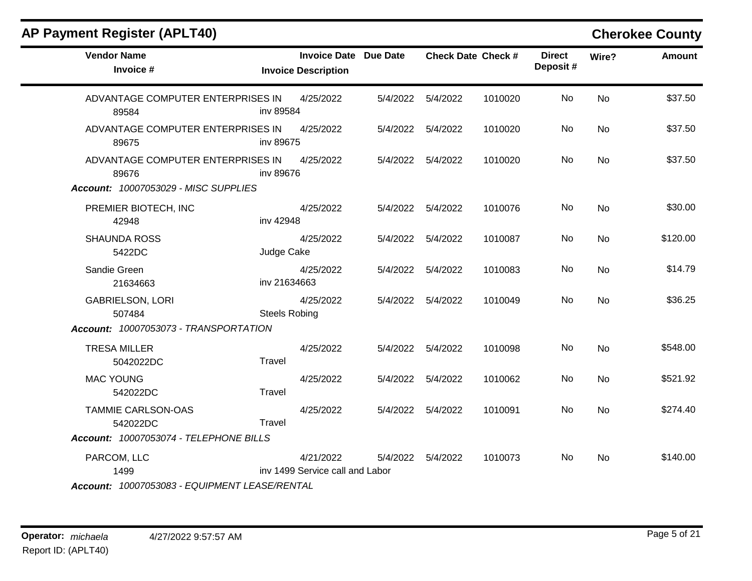## AP Payment Register (APLT40)

**Cherokee County**

| Vendor Name / Invoice # | Invoice Date / Invoice Description | Due Date | Check Date | Check # | Direct Deposit # | Wire? | Amount |
|---|---|---|---|---|---|---|---|
| ADVANTAGE COMPUTER ENTERPRISES IN<br>89584 | 4/25/2022<br>inv 89584 | 5/4/2022 | 5/4/2022 | 1010020 | No | No | $37.50 |
| ADVANTAGE COMPUTER ENTERPRISES IN<br>89675 | 4/25/2022<br>inv 89675 | 5/4/2022 | 5/4/2022 | 1010020 | No | No | $37.50 |
| ADVANTAGE COMPUTER ENTERPRISES IN<br>89676 | 4/25/2022<br>inv 89676 | 5/4/2022 | 5/4/2022 | 1010020 | No | No | $37.50 |
| ***Account:** 10007053029 - MISC SUPPLIES* | | | | | | | |
| PREMIER BIOTECH, INC<br>42948 | 4/25/2022<br>inv 42948 | 5/4/2022 | 5/4/2022 | 1010076 | No | No | $30.00 |
| SHAUNDA ROSS<br>5422DC | 4/25/2022<br>Judge Cake | 5/4/2022 | 5/4/2022 | 1010087 | No | No | $120.00 |
| Sandie Green<br>21634663 | 4/25/2022<br>inv 21634663 | 5/4/2022 | 5/4/2022 | 1010083 | No | No | $14.79 |
| GABRIELSON, LORI<br>507484 | 4/25/2022<br>Steels Robing | 5/4/2022 | 5/4/2022 | 1010049 | No | No | $36.25 |
| ***Account:** 10007053073 - TRANSPORTATION* | | | | | | | |
| TRESA MILLER<br>5042022DC | 4/25/2022<br>Travel | 5/4/2022 | 5/4/2022 | 1010098 | No | No | $548.00 |
| MAC YOUNG<br>542022DC | 4/25/2022<br>Travel | 5/4/2022 | 5/4/2022 | 1010062 | No | No | $521.92 |
| TAMMIE CARLSON-OAS<br>542022DC | 4/25/2022<br>Travel | 5/4/2022 | 5/4/2022 | 1010091 | No | No | $274.40 |
| ***Account:** 10007053074 - TELEPHONE BILLS* | | | | | | | |
| PARCOM, LLC<br>1499 | 4/21/2022<br>inv 1499 Service call and Labor | 5/4/2022 | 5/4/2022 | 1010073 | No | No | $140.00 |
| ***Account:** 10007053083 - EQUIPMENT LEASE/RENTAL* | | | | | | | |

**Operator:** *michaela* 4/27/2022 9:57:57 AM
Report ID: (APLT40)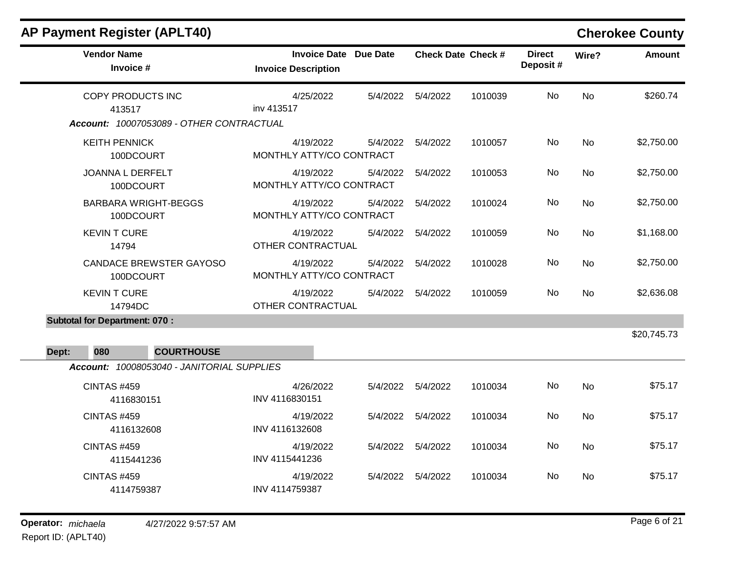## AP Payment Register (APLT40)

## Cherokee County

| Vendor Name / Invoice # | Invoice Date / Invoice Description | Due Date | Check Date | Check # | Direct Deposit # | Wire? | Amount |
|---|---|---|---|---|---|---|---|
| COPY PRODUCTS INC<br>413517 | 4/25/2022<br>inv 413517 | 5/4/2022 | 5/4/2022 | 1010039 | No | No | $260.74 |
| ***Account:** 10007053089 - OTHER CONTRACTUAL* | | | | | | | |
| KEITH PENNICK<br>100DCOURT | 4/19/2022<br>MONTHLY ATTY/CO CONTRACT | 5/4/2022 | 5/4/2022 | 1010057 | No | No | $2,750.00 |
| JOANNA L DERFELT<br>100DCOURT | 4/19/2022<br>MONTHLY ATTY/CO CONTRACT | 5/4/2022 | 5/4/2022 | 1010053 | No | No | $2,750.00 |
| BARBARA WRIGHT-BEGGS<br>100DCOURT | 4/19/2022<br>MONTHLY ATTY/CO CONTRACT | 5/4/2022 | 5/4/2022 | 1010024 | No | No | $2,750.00 |
| KEVIN T CURE<br>14794 | 4/19/2022<br>OTHER CONTRACTUAL | 5/4/2022 | 5/4/2022 | 1010059 | No | No | $1,168.00 |
| CANDACE BREWSTER GAYOSO<br>100DCOURT | 4/19/2022<br>MONTHLY ATTY/CO CONTRACT | 5/4/2022 | 5/4/2022 | 1010028 | No | No | $2,750.00 |
| KEVIN T CURE<br>14794DC | 4/19/2022<br>OTHER CONTRACTUAL | 5/4/2022 | 5/4/2022 | 1010059 | No | No | $2,636.08 |
| **Subtotal for Department: 070 :** | | | | | | | $20,745.73 |

**Dept: 080 COURTHOUSE**

| Vendor Name / Invoice # | Invoice Date / Invoice Description | Due Date | Check Date | Check # | Direct Deposit # | Wire? | Amount |
|---|---|---|---|---|---|---|---|
| ***Account:** 10008053040 - JANITORIAL SUPPLIES* | | | | | | | |
| CINTAS #459<br>4116830151 | 4/26/2022<br>INV 4116830151 | 5/4/2022 | 5/4/2022 | 1010034 | No | No | $75.17 |
| CINTAS #459<br>4116132608 | 4/19/2022<br>INV 4116132608 | 5/4/2022 | 5/4/2022 | 1010034 | No | No | $75.17 |
| CINTAS #459<br>4115441236 | 4/19/2022<br>INV 4115441236 | 5/4/2022 | 5/4/2022 | 1010034 | No | No | $75.17 |
| CINTAS #459<br>4114759387 | 4/19/2022<br>INV 4114759387 | 5/4/2022 | 5/4/2022 | 1010034 | No | No | $75.17 |

**Operator:** *michaela* 4/27/2022 9:57:57 AM
Report ID: (APLT40)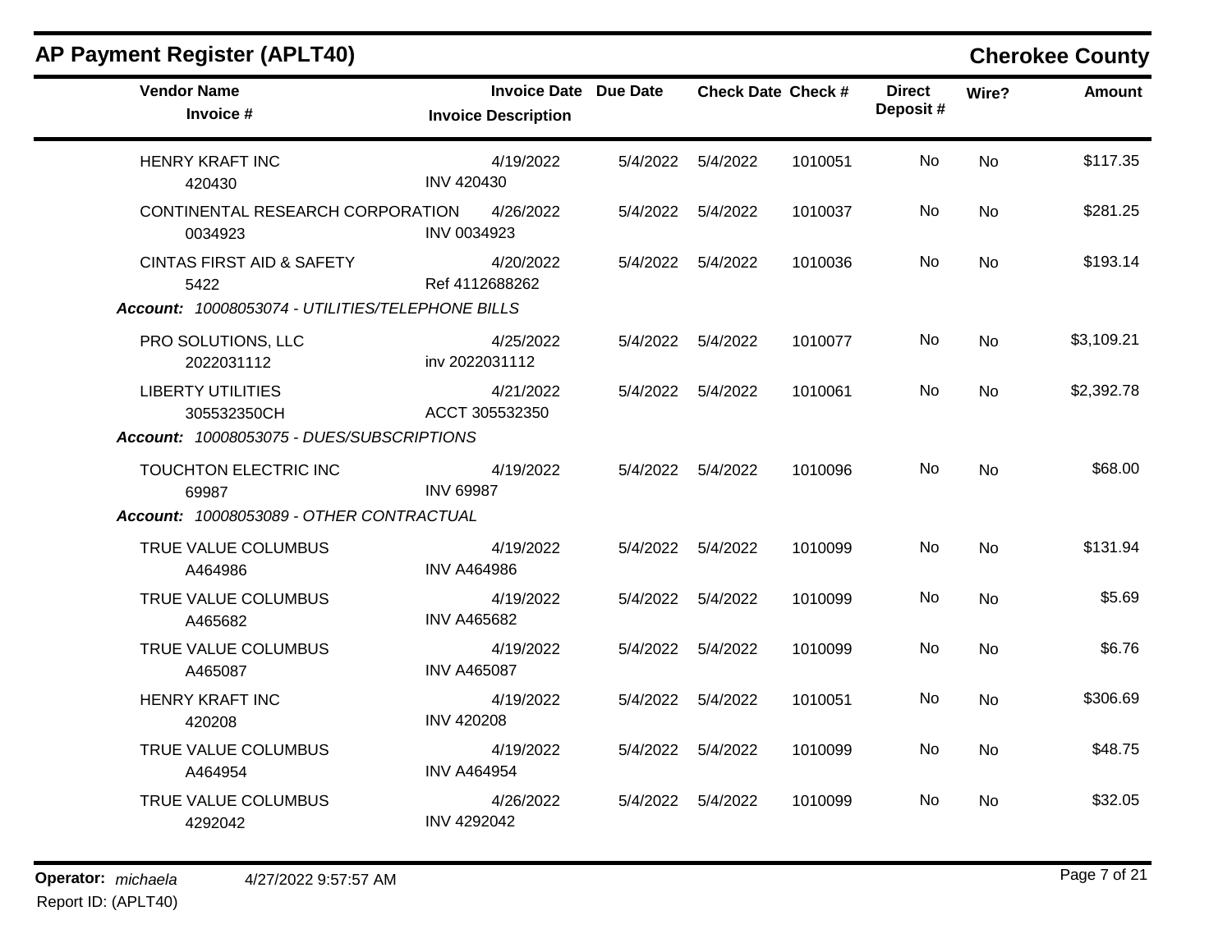## AP Payment Register (APLT40)

**Cherokee County**

| Vendor Name / Invoice # | Invoice Date / Invoice Description | Due Date | Check Date | Check # | Direct Deposit # | Wire? | Amount |
|---|---|---|---|---|---|---|---|
| HENRY KRAFT INC<br>420430 | 4/19/2022<br>INV 420430 | 5/4/2022 | 5/4/2022 | 1010051 | No | No | $117.35 |
| CONTINENTAL RESEARCH CORPORATION<br>0034923 | 4/26/2022<br>INV 0034923 | 5/4/2022 | 5/4/2022 | 1010037 | No | No | $281.25 |
| CINTAS FIRST AID & SAFETY<br>5422 | 4/20/2022<br>Ref 4112688262 | 5/4/2022 | 5/4/2022 | 1010036 | No | No | $193.14 |
| ***Account:*** *10008053074 - UTILITIES/TELEPHONE BILLS* | | | | | | | |
| PRO SOLUTIONS, LLC<br>2022031112 | 4/25/2022<br>inv 2022031112 | 5/4/2022 | 5/4/2022 | 1010077 | No | No | $3,109.21 |
| LIBERTY UTILITIES<br>305532350CH | 4/21/2022<br>ACCT 305532350 | 5/4/2022 | 5/4/2022 | 1010061 | No | No | $2,392.78 |
| ***Account:*** *10008053075 - DUES/SUBSCRIPTIONS* | | | | | | | |
| TOUCHTON ELECTRIC INC<br>69987 | 4/19/2022<br>INV 69987 | 5/4/2022 | 5/4/2022 | 1010096 | No | No | $68.00 |
| ***Account:*** *10008053089 - OTHER CONTRACTUAL* | | | | | | | |
| TRUE VALUE COLUMBUS<br>A464986 | 4/19/2022<br>INV A464986 | 5/4/2022 | 5/4/2022 | 1010099 | No | No | $131.94 |
| TRUE VALUE COLUMBUS<br>A465682 | 4/19/2022<br>INV A465682 | 5/4/2022 | 5/4/2022 | 1010099 | No | No | $5.69 |
| TRUE VALUE COLUMBUS<br>A465087 | 4/19/2022<br>INV A465087 | 5/4/2022 | 5/4/2022 | 1010099 | No | No | $6.76 |
| HENRY KRAFT INC<br>420208 | 4/19/2022<br>INV 420208 | 5/4/2022 | 5/4/2022 | 1010051 | No | No | $306.69 |
| TRUE VALUE COLUMBUS<br>A464954 | 4/19/2022<br>INV A464954 | 5/4/2022 | 5/4/2022 | 1010099 | No | No | $48.75 |
| TRUE VALUE COLUMBUS<br>4292042 | 4/26/2022<br>INV 4292042 | 5/4/2022 | 5/4/2022 | 1010099 | No | No | $32.05 |

**Operator:** *michaela* 4/27/2022 9:57:57 AM

Report ID: (APLT40)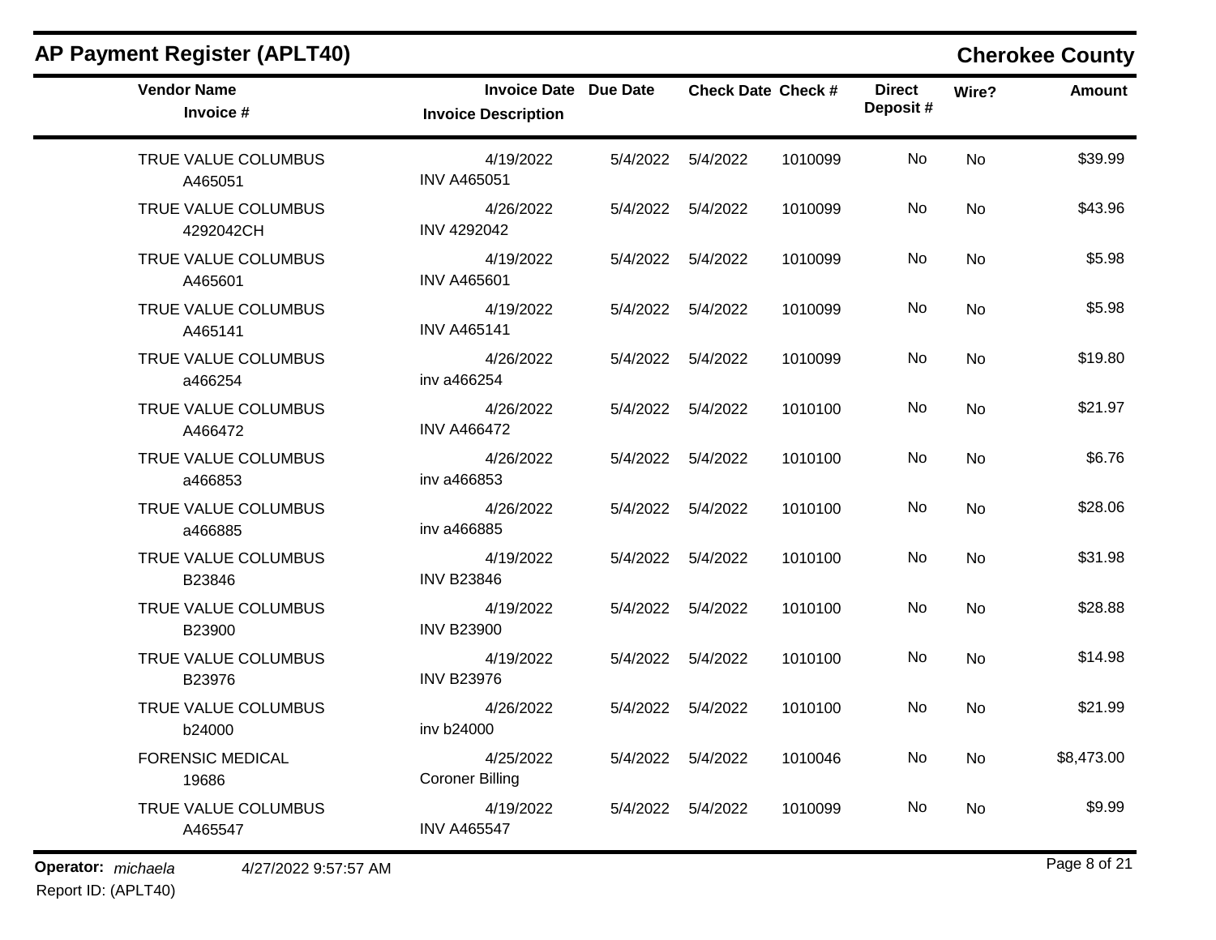## AP Payment Register (APLT40)

**Cherokee County**

| Vendor Name / Invoice # | Invoice Date / Invoice Description | Due Date | Check Date | Check # | Direct Deposit # | Wire? | Amount |
|---|---|---|---|---|---|---|---|
| TRUE VALUE COLUMBUS<br>A465051 | 4/19/2022<br>INV A465051 | 5/4/2022 | 5/4/2022 | 1010099 | No | No | $39.99 |
| TRUE VALUE COLUMBUS<br>4292042CH | 4/26/2022<br>INV 4292042 | 5/4/2022 | 5/4/2022 | 1010099 | No | No | $43.96 |
| TRUE VALUE COLUMBUS<br>A465601 | 4/19/2022<br>INV A465601 | 5/4/2022 | 5/4/2022 | 1010099 | No | No | $5.98 |
| TRUE VALUE COLUMBUS<br>A465141 | 4/19/2022<br>INV A465141 | 5/4/2022 | 5/4/2022 | 1010099 | No | No | $5.98 |
| TRUE VALUE COLUMBUS<br>a466254 | 4/26/2022<br>inv a466254 | 5/4/2022 | 5/4/2022 | 1010099 | No | No | $19.80 |
| TRUE VALUE COLUMBUS<br>A466472 | 4/26/2022<br>INV A466472 | 5/4/2022 | 5/4/2022 | 1010100 | No | No | $21.97 |
| TRUE VALUE COLUMBUS<br>a466853 | 4/26/2022<br>inv a466853 | 5/4/2022 | 5/4/2022 | 1010100 | No | No | $6.76 |
| TRUE VALUE COLUMBUS<br>a466885 | 4/26/2022<br>inv a466885 | 5/4/2022 | 5/4/2022 | 1010100 | No | No | $28.06 |
| TRUE VALUE COLUMBUS<br>B23846 | 4/19/2022<br>INV B23846 | 5/4/2022 | 5/4/2022 | 1010100 | No | No | $31.98 |
| TRUE VALUE COLUMBUS<br>B23900 | 4/19/2022<br>INV B23900 | 5/4/2022 | 5/4/2022 | 1010100 | No | No | $28.88 |
| TRUE VALUE COLUMBUS<br>B23976 | 4/19/2022<br>INV B23976 | 5/4/2022 | 5/4/2022 | 1010100 | No | No | $14.98 |
| TRUE VALUE COLUMBUS<br>b24000 | 4/26/2022<br>inv b24000 | 5/4/2022 | 5/4/2022 | 1010100 | No | No | $21.99 |
| FORENSIC MEDICAL<br>19686 | 4/25/2022<br>Coroner Billing | 5/4/2022 | 5/4/2022 | 1010046 | No | No | $8,473.00 |
| TRUE VALUE COLUMBUS<br>A465547 | 4/19/2022<br>INV A465547 | 5/4/2022 | 5/4/2022 | 1010099 | No | No | $9.99 |

**Operator:** *michaela* 4/27/2022 9:57:57 AM
Report ID: (APLT40)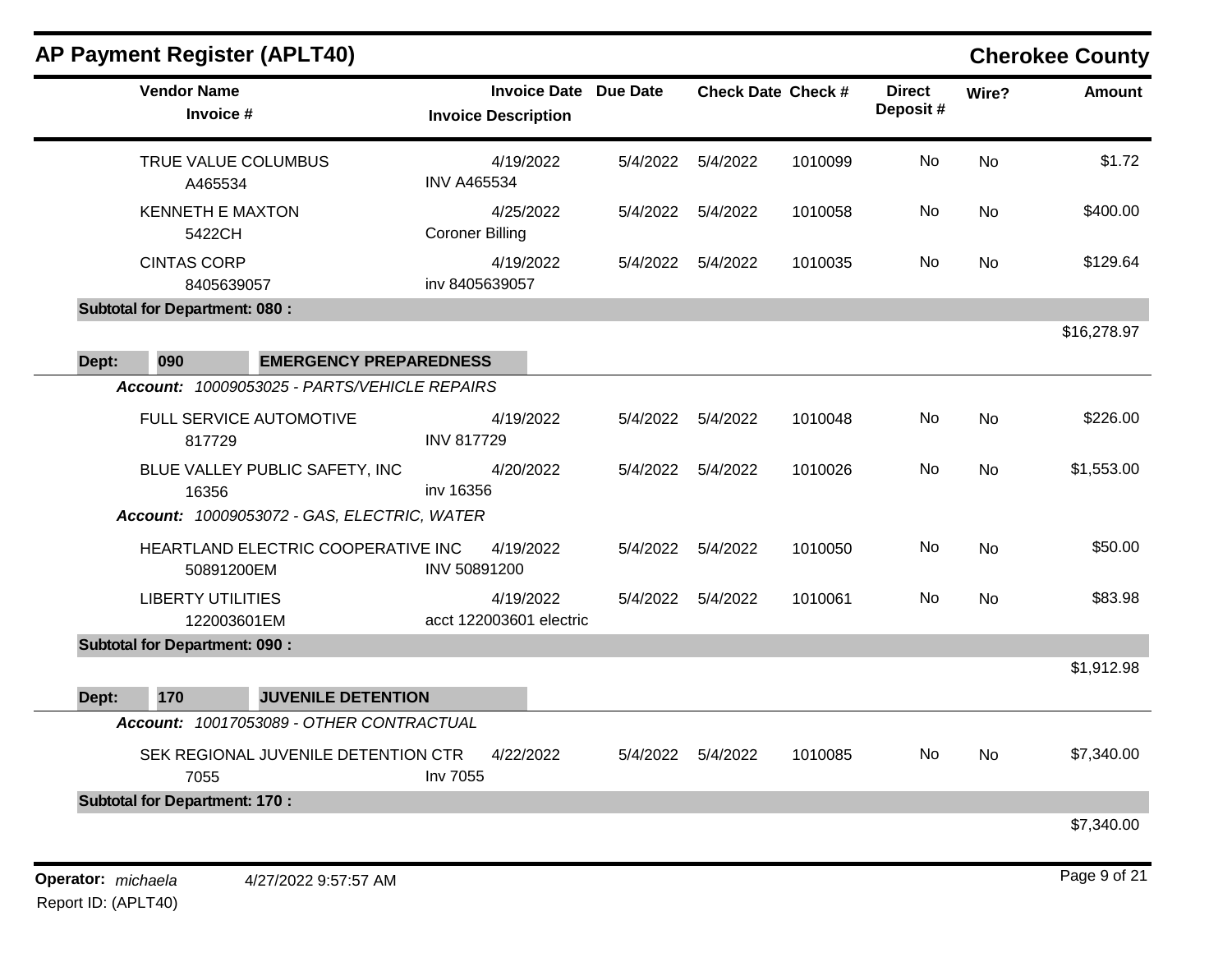# AP Payment Register (APLT40)

## Cherokee County

| Vendor Name / Invoice # | Invoice Date / Invoice Description | Due Date | Check Date | Check # | Direct Deposit # | Wire? | Amount |
|---|---|---|---|---|---|---|---|
| TRUE VALUE COLUMBUS<br>A465534 | 4/19/2022<br>INV A465534 | 5/4/2022 | 5/4/2022 | 1010099 | No | No | $1.72 |
| KENNETH E MAXTON<br>5422CH | 4/25/2022<br>Coroner Billing | 5/4/2022 | 5/4/2022 | 1010058 | No | No | $400.00 |
| CINTAS CORP<br>8405639057 | 4/19/2022<br>inv 8405639057 | 5/4/2022 | 5/4/2022 | 1010035 | No | No | $129.64 |
| **Subtotal for Department: 080 :** | | | | | | | $16,278.97 |

**Dept: 090 EMERGENCY PREPAREDNESS**

***Account:*** *10009053025 - PARTS/VEHICLE REPAIRS*

| Vendor Name / Invoice # | Invoice Date / Invoice Description | Due Date | Check Date | Check # | Direct Deposit # | Wire? | Amount |
|---|---|---|---|---|---|---|---|
| FULL SERVICE AUTOMOTIVE<br>817729 | 4/19/2022<br>INV 817729 | 5/4/2022 | 5/4/2022 | 1010048 | No | No | $226.00 |
| BLUE VALLEY PUBLIC SAFETY, INC<br>16356 | 4/20/2022<br>inv 16356 | 5/4/2022 | 5/4/2022 | 1010026 | No | No | $1,553.00 |

***Account:*** *10009053072 - GAS, ELECTRIC, WATER*

| Vendor Name / Invoice # | Invoice Date / Invoice Description | Due Date | Check Date | Check # | Direct Deposit # | Wire? | Amount |
|---|---|---|---|---|---|---|---|
| HEARTLAND ELECTRIC COOPERATIVE INC<br>50891200EM | 4/19/2022<br>INV 50891200 | 5/4/2022 | 5/4/2022 | 1010050 | No | No | $50.00 |
| LIBERTY UTILITIES<br>122003601EM | 4/19/2022<br>acct 122003601 electric | 5/4/2022 | 5/4/2022 | 1010061 | No | No | $83.98 |
| **Subtotal for Department: 090 :** | | | | | | | $1,912.98 |

**Dept: 170 JUVENILE DETENTION**

***Account:*** *10017053089 - OTHER CONTRACTUAL*

| Vendor Name / Invoice # | Invoice Date / Invoice Description | Due Date | Check Date | Check # | Direct Deposit # | Wire? | Amount |
|---|---|---|---|---|---|---|---|
| SEK REGIONAL JUVENILE DETENTION CTR<br>7055 | 4/22/2022<br>Inv 7055 | 5/4/2022 | 5/4/2022 | 1010085 | No | No | $7,340.00 |
| **Subtotal for Department: 170 :** | | | | | | | $7,340.00 |

**Operator:** *michaela* 4/27/2022 9:57:57 AM

Report ID: (APLT40)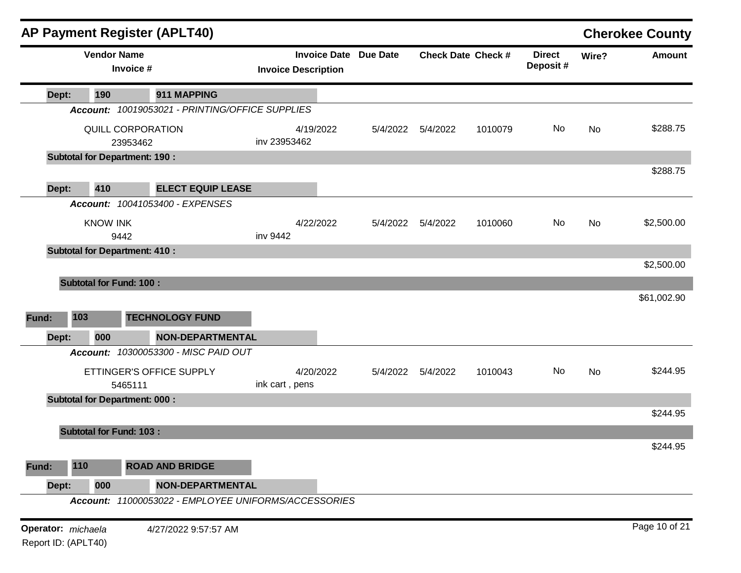# AP Payment Register (APLT40)

**Cherokee County**

| Vendor Name / Invoice # | Invoice Date / Invoice Description | Due Date | Check Date | Check # | Direct Deposit # | Wire? | Amount |
|---|---|---|---|---|---|---|---|
| **Dept: 190 911 MAPPING** | | | | | | | |
| ***Account: 10019053021 - PRINTING/OFFICE SUPPLIES*** | | | | | | | |
| QUILL CORPORATION<br>23953462 | 4/19/2022<br>inv 23953462 | 5/4/2022 | 5/4/2022 | 1010079 | No | No | $288.75 |
| **Subtotal for Department: 190 :** | | | | | | | $288.75 |
| **Dept: 410 ELECT EQUIP LEASE** | | | | | | | |
| ***Account: 10041053400 - EXPENSES*** | | | | | | | |
| KNOW INK<br>9442 | 4/22/2022<br>inv 9442 | 5/4/2022 | 5/4/2022 | 1010060 | No | No | $2,500.00 |
| **Subtotal for Department: 410 :** | | | | | | | $2,500.00 |
| **Subtotal for Fund: 100 :** | | | | | | | $61,002.90 |
| **Fund: 103 TECHNOLOGY FUND** | | | | | | | |
| **Dept: 000 NON-DEPARTMENTAL** | | | | | | | |
| ***Account: 10300053300 - MISC PAID OUT*** | | | | | | | |
| ETTINGER'S OFFICE SUPPLY<br>5465111 | 4/20/2022<br>ink cart , pens | 5/4/2022 | 5/4/2022 | 1010043 | No | No | $244.95 |
| **Subtotal for Department: 000 :** | | | | | | | $244.95 |
| **Subtotal for Fund: 103 :** | | | | | | | $244.95 |
| **Fund: 110 ROAD AND BRIDGE** | | | | | | | |
| **Dept: 000 NON-DEPARTMENTAL** | | | | | | | |
| ***Account: 11000053022 - EMPLOYEE UNIFORMS/ACCESSORIES*** | | | | | | | |

**Operator:** *michaela* 4/27/2022 9:57:57 AM

Report ID: (APLT40)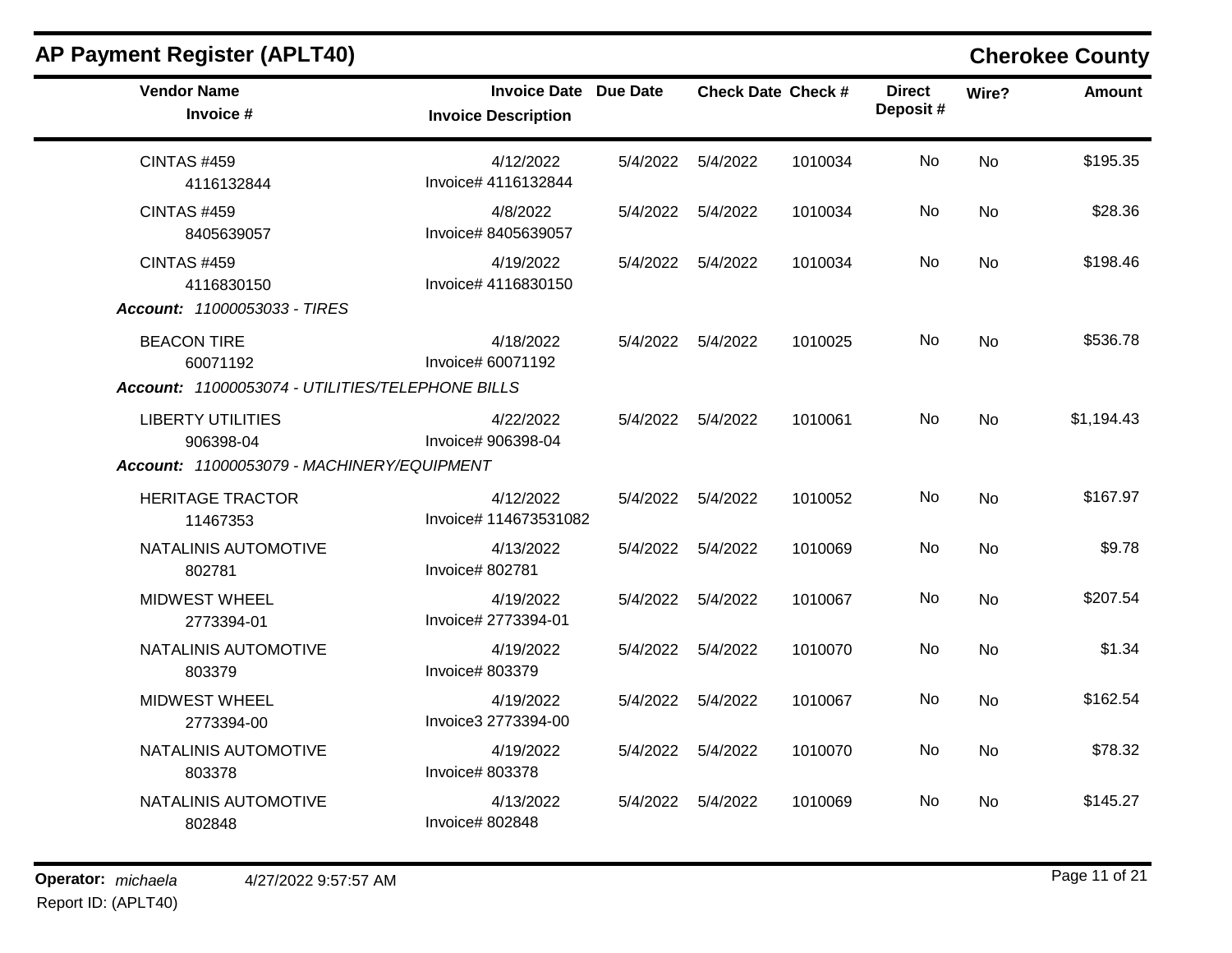## AP Payment Register (APLT40)

**Cherokee County**

| Vendor Name / Invoice # | Invoice Date / Invoice Description | Due Date | Check Date | Check # | Direct Deposit # | Wire? | Amount |
|---|---|---|---|---|---|---|---|
| CINTAS #459<br>4116132844 | 4/12/2022<br>Invoice# 4116132844 | 5/4/2022 | 5/4/2022 | 1010034 | No | No | $195.35 |
| CINTAS #459<br>8405639057 | 4/8/2022<br>Invoice# 8405639057 | 5/4/2022 | 5/4/2022 | 1010034 | No | No | $28.36 |
| CINTAS #459<br>4116830150 | 4/19/2022<br>Invoice# 4116830150 | 5/4/2022 | 5/4/2022 | 1010034 | No | No | $198.46 |
| ***Account:*** *11000053033 - TIRES* | | | | | | | |
| BEACON TIRE<br>60071192 | 4/18/2022<br>Invoice# 60071192 | 5/4/2022 | 5/4/2022 | 1010025 | No | No | $536.78 |
| ***Account:*** *11000053074 - UTILITIES/TELEPHONE BILLS* | | | | | | | |
| LIBERTY UTILITIES<br>906398-04 | 4/22/2022<br>Invoice# 906398-04 | 5/4/2022 | 5/4/2022 | 1010061 | No | No | $1,194.43 |
| ***Account:*** *11000053079 - MACHINERY/EQUIPMENT* | | | | | | | |
| HERITAGE TRACTOR<br>11467353 | 4/12/2022<br>Invoice# 114673531082 | 5/4/2022 | 5/4/2022 | 1010052 | No | No | $167.97 |
| NATALINIS AUTOMOTIVE<br>802781 | 4/13/2022<br>Invoice# 802781 | 5/4/2022 | 5/4/2022 | 1010069 | No | No | $9.78 |
| MIDWEST WHEEL<br>2773394-01 | 4/19/2022<br>Invoice# 2773394-01 | 5/4/2022 | 5/4/2022 | 1010067 | No | No | $207.54 |
| NATALINIS AUTOMOTIVE<br>803379 | 4/19/2022<br>Invoice# 803379 | 5/4/2022 | 5/4/2022 | 1010070 | No | No | $1.34 |
| MIDWEST WHEEL<br>2773394-00 | 4/19/2022<br>Invoice3 2773394-00 | 5/4/2022 | 5/4/2022 | 1010067 | No | No | $162.54 |
| NATALINIS AUTOMOTIVE<br>803378 | 4/19/2022<br>Invoice# 803378 | 5/4/2022 | 5/4/2022 | 1010070 | No | No | $78.32 |
| NATALINIS AUTOMOTIVE<br>802848 | 4/13/2022<br>Invoice# 802848 | 5/4/2022 | 5/4/2022 | 1010069 | No | No | $145.27 |

**Operator:** *michaela* 4/27/2022 9:57:57 AM
Report ID: (APLT40)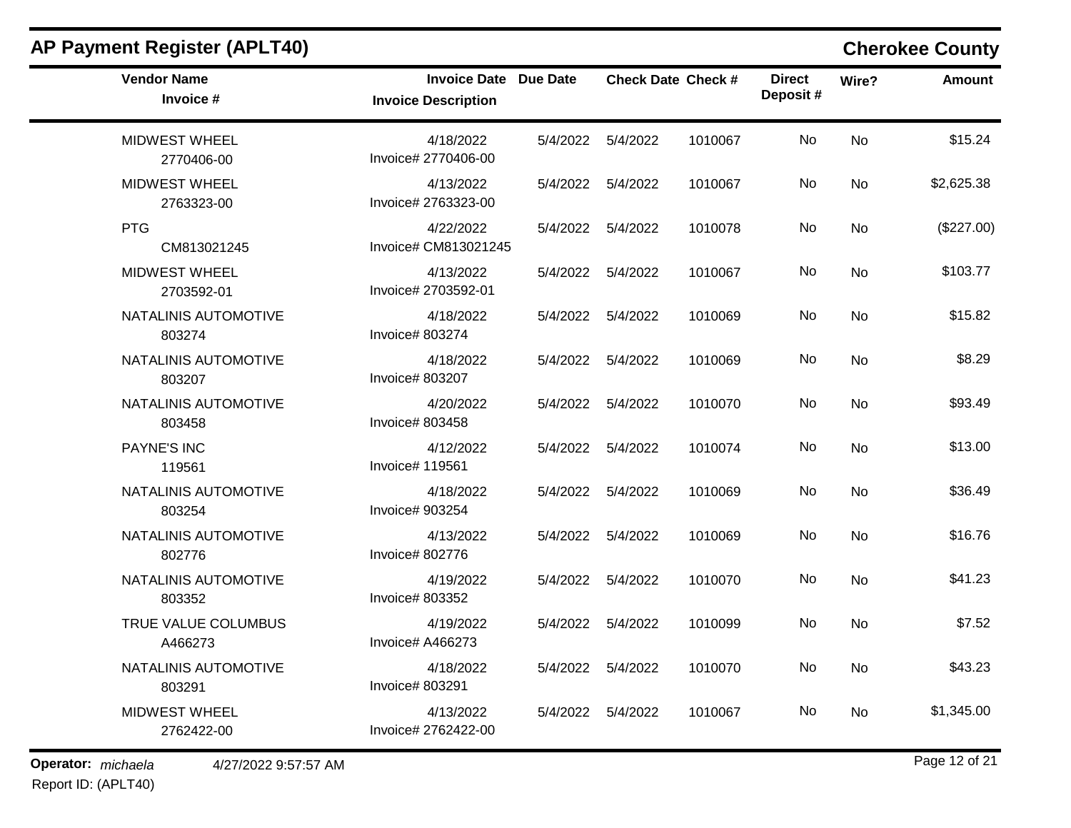## AP Payment Register (APLT40)

## Cherokee County

| Vendor Name<br>Invoice # | Invoice Date<br>Invoice Description | Due Date | Check Date | Check # | Direct Deposit # | Wire? | Amount |
|---|---|---|---|---|---|---|---|
| MIDWEST WHEEL<br>2770406-00 | 4/18/2022<br>Invoice# 2770406-00 | 5/4/2022 | 5/4/2022 | 1010067 | No | No | $15.24 |
| MIDWEST WHEEL<br>2763323-00 | 4/13/2022<br>Invoice# 2763323-00 | 5/4/2022 | 5/4/2022 | 1010067 | No | No | $2,625.38 |
| PTG<br>CM813021245 | 4/22/2022<br>Invoice# CM813021245 | 5/4/2022 | 5/4/2022 | 1010078 | No | No | ($227.00) |
| MIDWEST WHEEL<br>2703592-01 | 4/13/2022<br>Invoice# 2703592-01 | 5/4/2022 | 5/4/2022 | 1010067 | No | No | $103.77 |
| NATALINIS AUTOMOTIVE<br>803274 | 4/18/2022<br>Invoice# 803274 | 5/4/2022 | 5/4/2022 | 1010069 | No | No | $15.82 |
| NATALINIS AUTOMOTIVE<br>803207 | 4/18/2022<br>Invoice# 803207 | 5/4/2022 | 5/4/2022 | 1010069 | No | No | $8.29 |
| NATALINIS AUTOMOTIVE<br>803458 | 4/20/2022<br>Invoice# 803458 | 5/4/2022 | 5/4/2022 | 1010070 | No | No | $93.49 |
| PAYNE'S INC<br>119561 | 4/12/2022<br>Invoice# 119561 | 5/4/2022 | 5/4/2022 | 1010074 | No | No | $13.00 |
| NATALINIS AUTOMOTIVE<br>803254 | 4/18/2022<br>Invoice# 903254 | 5/4/2022 | 5/4/2022 | 1010069 | No | No | $36.49 |
| NATALINIS AUTOMOTIVE<br>802776 | 4/13/2022<br>Invoice# 802776 | 5/4/2022 | 5/4/2022 | 1010069 | No | No | $16.76 |
| NATALINIS AUTOMOTIVE<br>803352 | 4/19/2022<br>Invoice# 803352 | 5/4/2022 | 5/4/2022 | 1010070 | No | No | $41.23 |
| TRUE VALUE COLUMBUS<br>A466273 | 4/19/2022<br>Invoice# A466273 | 5/4/2022 | 5/4/2022 | 1010099 | No | No | $7.52 |
| NATALINIS AUTOMOTIVE<br>803291 | 4/18/2022<br>Invoice# 803291 | 5/4/2022 | 5/4/2022 | 1010070 | No | No | $43.23 |
| MIDWEST WHEEL<br>2762422-00 | 4/13/2022<br>Invoice# 2762422-00 | 5/4/2022 | 5/4/2022 | 1010067 | No | No | $1,345.00 |

**Operator:** *michaela* 4/27/2022 9:57:57 AM
Report ID: (APLT40)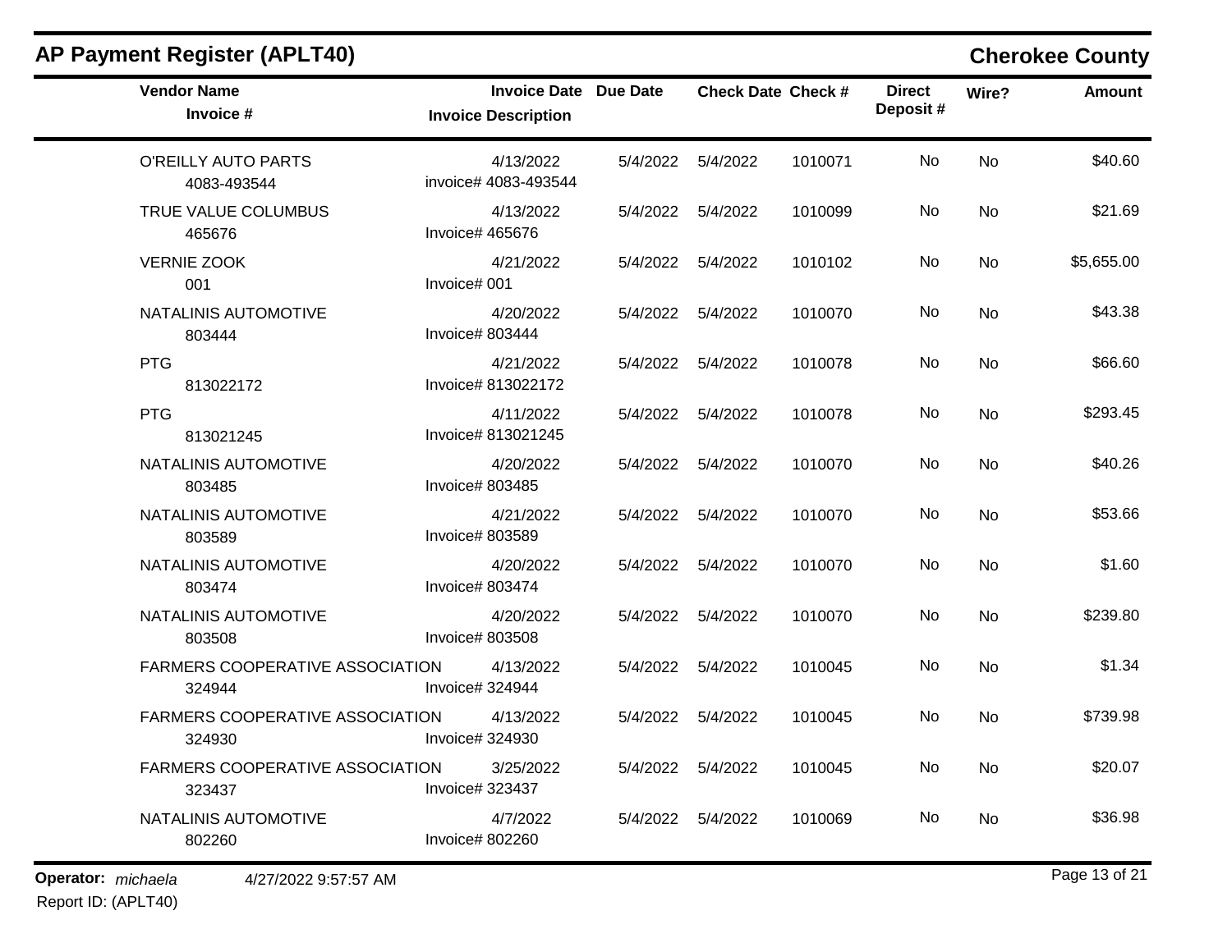# AP Payment Register (APLT40)

## Cherokee County

| Vendor Name / Invoice # | Invoice Date / Invoice Description | Due Date | Check Date | Check # | Direct Deposit # | Wire? | Amount |
|---|---|---|---|---|---|---|---|
| O'REILLY AUTO PARTS<br>4083-493544 | 4/13/2022<br>invoice# 4083-493544 | 5/4/2022 | 5/4/2022 | 1010071 | No | No | $40.60 |
| TRUE VALUE COLUMBUS<br>465676 | 4/13/2022<br>Invoice# 465676 | 5/4/2022 | 5/4/2022 | 1010099 | No | No | $21.69 |
| VERNIE ZOOK<br>001 | 4/21/2022<br>Invoice# 001 | 5/4/2022 | 5/4/2022 | 1010102 | No | No | $5,655.00 |
| NATALINIS AUTOMOTIVE<br>803444 | 4/20/2022<br>Invoice# 803444 | 5/4/2022 | 5/4/2022 | 1010070 | No | No | $43.38 |
| PTG<br>813022172 | 4/21/2022<br>Invoice# 813022172 | 5/4/2022 | 5/4/2022 | 1010078 | No | No | $66.60 |
| PTG<br>813021245 | 4/11/2022<br>Invoice# 813021245 | 5/4/2022 | 5/4/2022 | 1010078 | No | No | $293.45 |
| NATALINIS AUTOMOTIVE<br>803485 | 4/20/2022<br>Invoice# 803485 | 5/4/2022 | 5/4/2022 | 1010070 | No | No | $40.26 |
| NATALINIS AUTOMOTIVE<br>803589 | 4/21/2022<br>Invoice# 803589 | 5/4/2022 | 5/4/2022 | 1010070 | No | No | $53.66 |
| NATALINIS AUTOMOTIVE<br>803474 | 4/20/2022<br>Invoice# 803474 | 5/4/2022 | 5/4/2022 | 1010070 | No | No | $1.60 |
| NATALINIS AUTOMOTIVE<br>803508 | 4/20/2022<br>Invoice# 803508 | 5/4/2022 | 5/4/2022 | 1010070 | No | No | $239.80 |
| FARMERS COOPERATIVE ASSOCIATION<br>324944 | 4/13/2022<br>Invoice# 324944 | 5/4/2022 | 5/4/2022 | 1010045 | No | No | $1.34 |
| FARMERS COOPERATIVE ASSOCIATION<br>324930 | 4/13/2022<br>Invoice# 324930 | 5/4/2022 | 5/4/2022 | 1010045 | No | No | $739.98 |
| FARMERS COOPERATIVE ASSOCIATION<br>323437 | 3/25/2022<br>Invoice# 323437 | 5/4/2022 | 5/4/2022 | 1010045 | No | No | $20.07 |
| NATALINIS AUTOMOTIVE<br>802260 | 4/7/2022<br>Invoice# 802260 | 5/4/2022 | 5/4/2022 | 1010069 | No | No | $36.98 |

**Operator:** *michaela* 4/27/2022 9:57:57 AM

Report ID: (APLT40)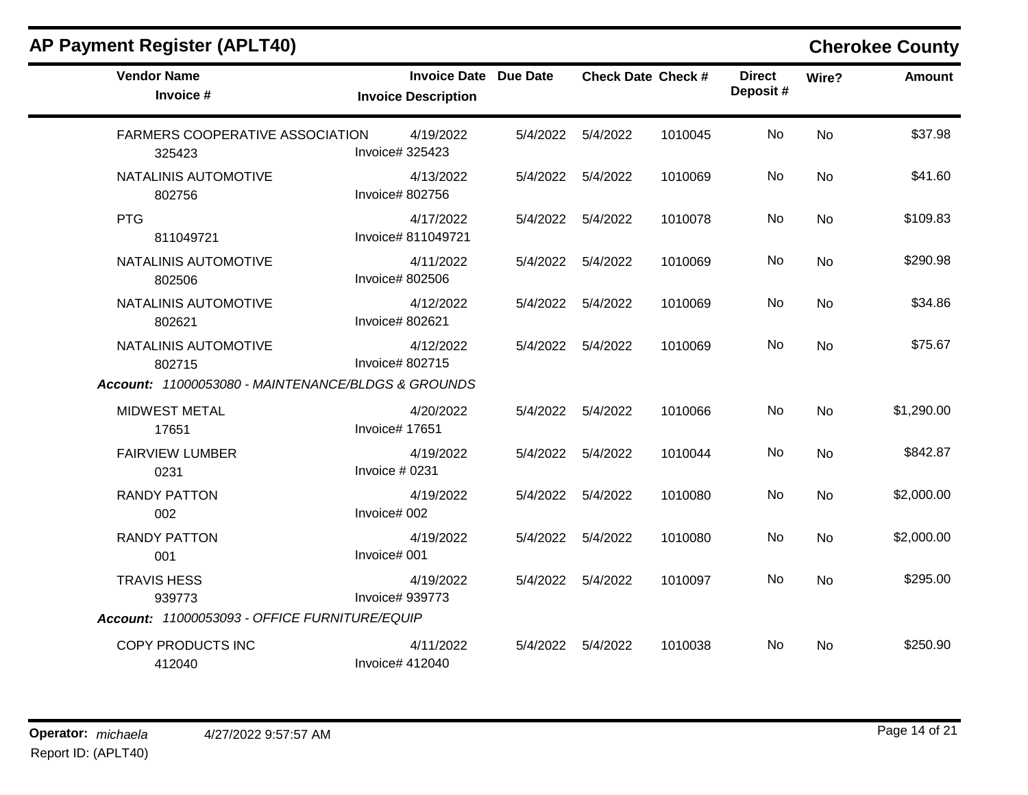## AP Payment Register (APLT40)

**Cherokee County**

| Vendor Name / Invoice # | Invoice Date / Invoice Description | Due Date | Check Date | Check # | Direct Deposit # | Wire? | Amount |
|---|---|---|---|---|---|---|---|
| FARMERS COOPERATIVE ASSOCIATION<br>325423 | 4/19/2022<br>Invoice# 325423 | 5/4/2022 | 5/4/2022 | 1010045 | No | No | $37.98 |
| NATALINIS AUTOMOTIVE<br>802756 | 4/13/2022<br>Invoice# 802756 | 5/4/2022 | 5/4/2022 | 1010069 | No | No | $41.60 |
| PTG<br>811049721 | 4/17/2022<br>Invoice# 811049721 | 5/4/2022 | 5/4/2022 | 1010078 | No | No | $109.83 |
| NATALINIS AUTOMOTIVE<br>802506 | 4/11/2022<br>Invoice# 802506 | 5/4/2022 | 5/4/2022 | 1010069 | No | No | $290.98 |
| NATALINIS AUTOMOTIVE<br>802621 | 4/12/2022<br>Invoice# 802621 | 5/4/2022 | 5/4/2022 | 1010069 | No | No | $34.86 |
| NATALINIS AUTOMOTIVE<br>802715 | 4/12/2022<br>Invoice# 802715 | 5/4/2022 | 5/4/2022 | 1010069 | No | No | $75.67 |
| ***Account:** 11000053080 - MAINTENANCE/BLDGS & GROUNDS* | | | | | | | |
| MIDWEST METAL<br>17651 | 4/20/2022<br>Invoice# 17651 | 5/4/2022 | 5/4/2022 | 1010066 | No | No | $1,290.00 |
| FAIRVIEW LUMBER<br>0231 | 4/19/2022<br>Invoice # 0231 | 5/4/2022 | 5/4/2022 | 1010044 | No | No | $842.87 |
| RANDY PATTON<br>002 | 4/19/2022<br>Invoice# 002 | 5/4/2022 | 5/4/2022 | 1010080 | No | No | $2,000.00 |
| RANDY PATTON<br>001 | 4/19/2022<br>Invoice# 001 | 5/4/2022 | 5/4/2022 | 1010080 | No | No | $2,000.00 |
| TRAVIS HESS<br>939773 | 4/19/2022<br>Invoice# 939773 | 5/4/2022 | 5/4/2022 | 1010097 | No | No | $295.00 |
| ***Account:** 11000053093 - OFFICE FURNITURE/EQUIP* | | | | | | | |
| COPY PRODUCTS INC<br>412040 | 4/11/2022<br>Invoice# 412040 | 5/4/2022 | 5/4/2022 | 1010038 | No | No | $250.90 |

**Operator:** *michaela* 4/27/2022 9:57:57 AM
Report ID: (APLT40)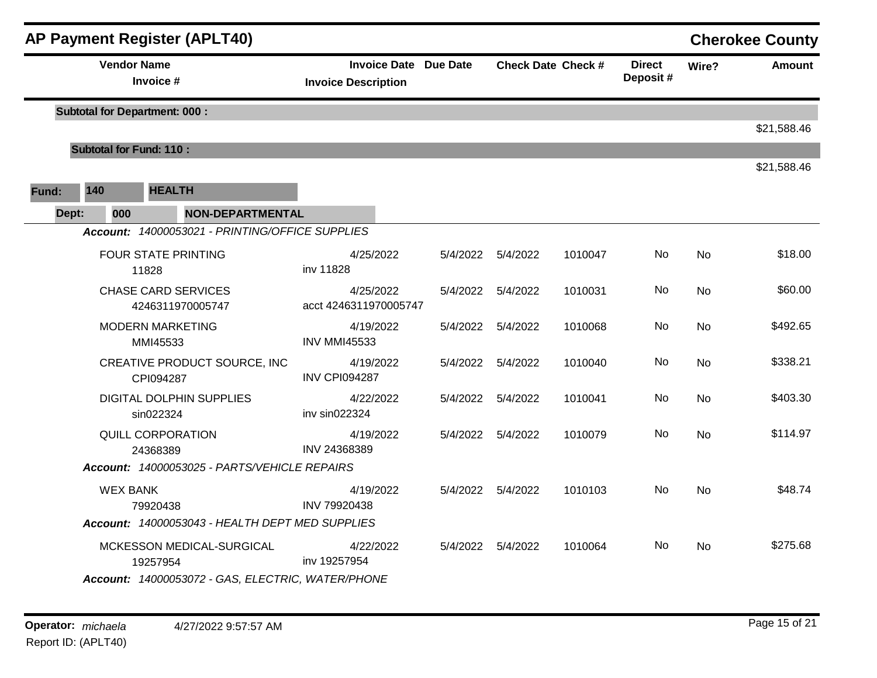## AP Payment Register (APLT40)

**Cherokee County**

| Vendor Name / Invoice # | Invoice Date / Invoice Description | Due Date | Check Date | Check # | Direct Deposit # | Wire? | Amount |
|---|---|---|---|---|---|---|---|
| **Subtotal for Department: 000 :** | | | | | | | $21,588.46 |
| **Subtotal for Fund: 110 :** | | | | | | | $21,588.46 |

**Fund: 140 HEALTH**

**Dept: 000 NON-DEPARTMENTAL**

| Vendor Name / Invoice # | Invoice Date / Invoice Description | Due Date | Check Date | Check # | Direct Deposit # | Wire? | Amount |
|---|---|---|---|---|---|---|---|
| ***Account: 14000053021 - PRINTING/OFFICE SUPPLIES*** | | | | | | | |
| FOUR STATE PRINTING<br>11828 | 4/25/2022<br>inv 11828 | 5/4/2022 | 5/4/2022 | 1010047 | No | No | $18.00 |
| CHASE CARD SERVICES<br>4246311970005747 | 4/25/2022<br>acct 4246311970005747 | 5/4/2022 | 5/4/2022 | 1010031 | No | No | $60.00 |
| MODERN MARKETING<br>MMI45533 | 4/19/2022<br>INV MMI45533 | 5/4/2022 | 5/4/2022 | 1010068 | No | No | $492.65 |
| CREATIVE PRODUCT SOURCE, INC<br>CPI094287 | 4/19/2022<br>INV CPI094287 | 5/4/2022 | 5/4/2022 | 1010040 | No | No | $338.21 |
| DIGITAL DOLPHIN SUPPLIES<br>sin022324 | 4/22/2022<br>inv sin022324 | 5/4/2022 | 5/4/2022 | 1010041 | No | No | $403.30 |
| QUILL CORPORATION<br>24368389 | 4/19/2022<br>INV 24368389 | 5/4/2022 | 5/4/2022 | 1010079 | No | No | $114.97 |
| ***Account: 14000053025 - PARTS/VEHICLE REPAIRS*** | | | | | | | |
| WEX BANK<br>79920438 | 4/19/2022<br>INV 79920438 | 5/4/2022 | 5/4/2022 | 1010103 | No | No | $48.74 |
| ***Account: 14000053043 - HEALTH DEPT MED SUPPLIES*** | | | | | | | |
| MCKESSON MEDICAL-SURGICAL<br>19257954 | 4/22/2022<br>inv 19257954 | 5/4/2022 | 5/4/2022 | 1010064 | No | No | $275.68 |
| ***Account: 14000053072 - GAS, ELECTRIC, WATER/PHONE*** | | | | | | | |

**Operator:** *michaela* 4/27/2022 9:57:57 AM
Report ID: (APLT40)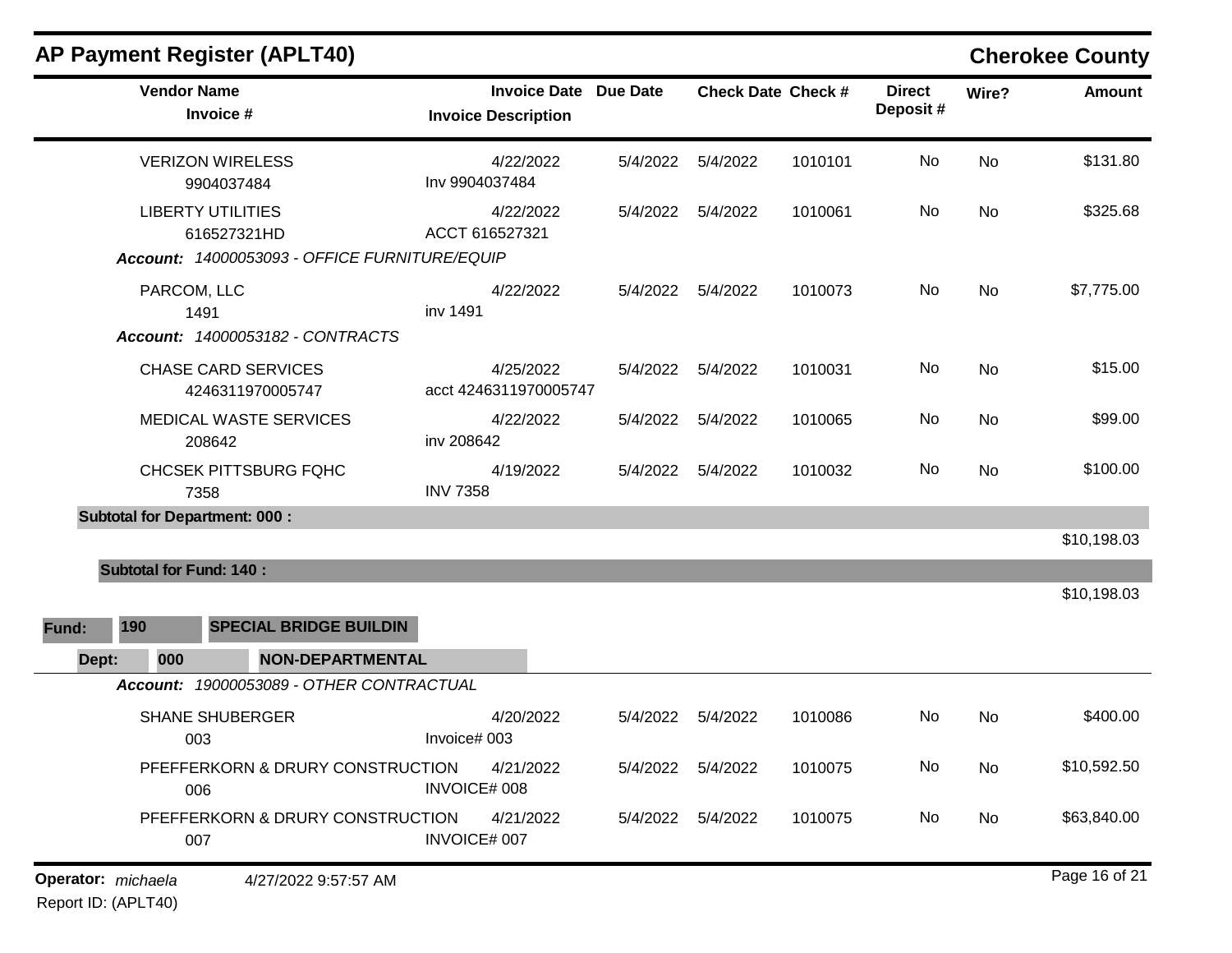## AP Payment Register (APLT40)

**Cherokee County**

| Vendor Name / Invoice # | Invoice Date / Invoice Description | Due Date | Check Date | Check # | Direct Deposit # | Wire? | Amount |
|---|---|---|---|---|---|---|---|
| VERIZON WIRELESS<br>9904037484 | 4/22/2022<br>Inv 9904037484 | 5/4/2022 | 5/4/2022 | 1010101 | No | No | $131.80 |
| LIBERTY UTILITIES<br>616527321HD | 4/22/2022<br>ACCT 616527321 | 5/4/2022 | 5/4/2022 | 1010061 | No | No | $325.68 |
| ***Account:** 14000053093 - OFFICE FURNITURE/EQUIP* | | | | | | | |
| PARCOM, LLC<br>1491 | 4/22/2022<br>inv 1491 | 5/4/2022 | 5/4/2022 | 1010073 | No | No | $7,775.00 |
| ***Account:** 14000053182 - CONTRACTS* | | | | | | | |
| CHASE CARD SERVICES<br>4246311970005747 | 4/25/2022<br>acct 4246311970005747 | 5/4/2022 | 5/4/2022 | 1010031 | No | No | $15.00 |
| MEDICAL WASTE SERVICES<br>208642 | 4/22/2022<br>inv 208642 | 5/4/2022 | 5/4/2022 | 1010065 | No | No | $99.00 |
| CHCSEK PITTSBURG FQHC<br>7358 | 4/19/2022<br>INV 7358 | 5/4/2022 | 5/4/2022 | 1010032 | No | No | $100.00 |
| **Subtotal for Department: 000 :** | | | | | | | $10,198.03 |
| **Subtotal for Fund: 140 :** | | | | | | | $10,198.03 |

**Fund:** 190 **SPECIAL BRIDGE BUILDIN**

**Dept:** 000 **NON-DEPARTMENTAL**

| Vendor Name / Invoice # | Invoice Date / Invoice Description | Due Date | Check Date | Check # | Direct Deposit # | Wire? | Amount |
|---|---|---|---|---|---|---|---|
| ***Account:** 19000053089 - OTHER CONTRACTUAL* | | | | | | | |
| SHANE SHUBERGER<br>003 | 4/20/2022<br>Invoice# 003 | 5/4/2022 | 5/4/2022 | 1010086 | No | No | $400.00 |
| PFEFFERKORN & DRURY CONSTRUCTION<br>006 | 4/21/2022<br>INVOICE# 008 | 5/4/2022 | 5/4/2022 | 1010075 | No | No | $10,592.50 |
| PFEFFERKORN & DRURY CONSTRUCTION<br>007 | 4/21/2022<br>INVOICE# 007 | 5/4/2022 | 5/4/2022 | 1010075 | No | No | $63,840.00 |

**Operator:** *michaela* 4/27/2022 9:57:57 AM

Report ID: (APLT40)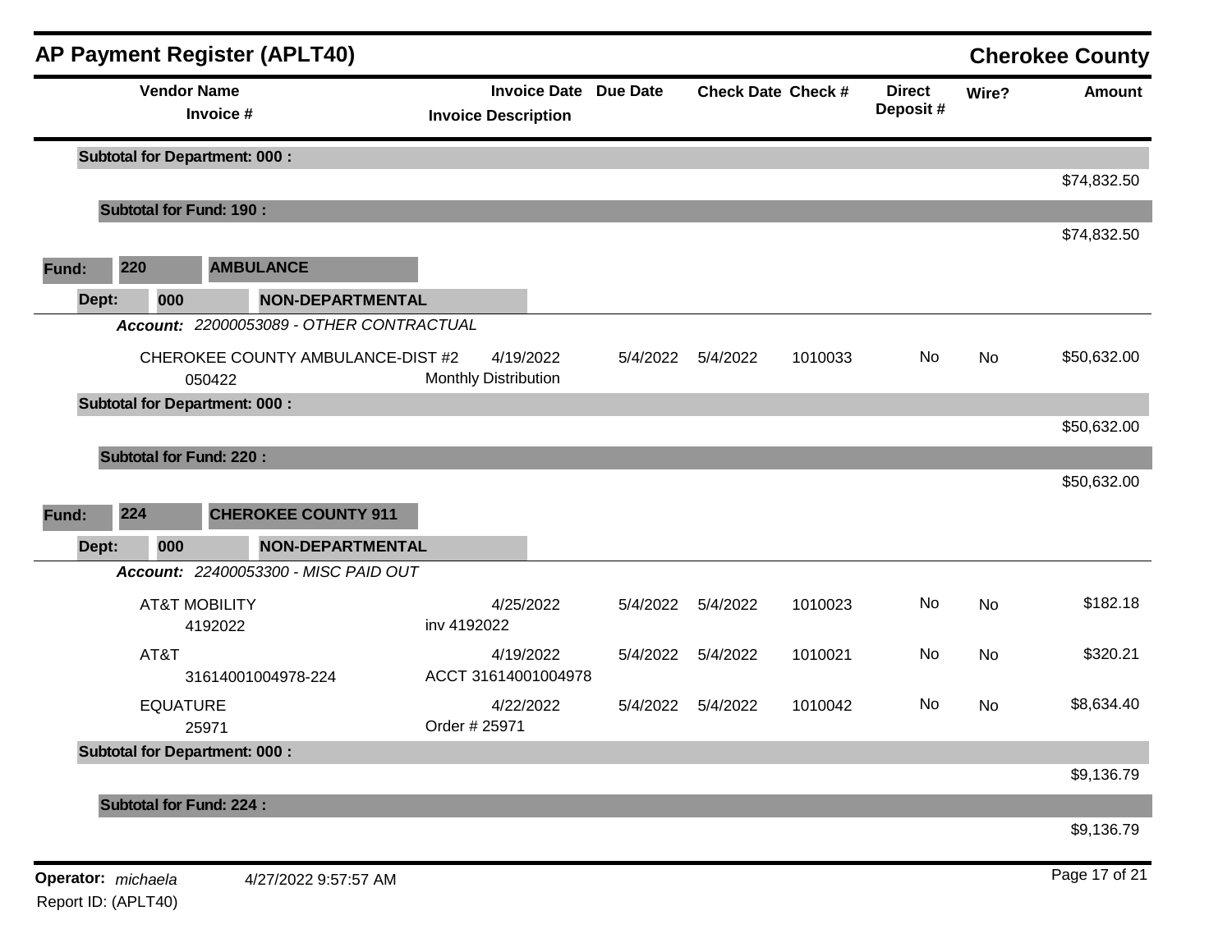## AP Payment Register (APLT40)

**Cherokee County**

| Vendor Name / Invoice # | Invoice Date / Invoice Description | Due Date | Check Date | Check # | Direct Deposit # | Wire? | Amount |
|---|---|---|---|---|---|---|---|
| **Subtotal for Department: 000 :** | | | | | | | $74,832.50 |
| **Subtotal for Fund: 190 :** | | | | | | | $74,832.50 |

**Fund:** 220 **AMBULANCE**

**Dept:** 000 **NON-DEPARTMENTAL**

***Account:*** *22000053089 - OTHER CONTRACTUAL*

| Vendor Name / Invoice # | Invoice Date / Invoice Description | Due Date | Check Date | Check # | Direct Deposit # | Wire? | Amount |
|---|---|---|---|---|---|---|---|
| CHEROKEE COUNTY AMBULANCE-DIST #2 050422 | 4/19/2022 Monthly Distribution | 5/4/2022 | 5/4/2022 | 1010033 | No | No | $50,632.00 |
| **Subtotal for Department: 000 :** | | | | | | | $50,632.00 |
| **Subtotal for Fund: 220 :** | | | | | | | $50,632.00 |

**Fund:** 224 **CHEROKEE COUNTY 911**

**Dept:** 000 **NON-DEPARTMENTAL**

***Account:*** *22400053300 - MISC PAID OUT*

| Vendor Name / Invoice # | Invoice Date / Invoice Description | Due Date | Check Date | Check # | Direct Deposit # | Wire? | Amount |
|---|---|---|---|---|---|---|---|
| AT&T MOBILITY 4192022 | 4/25/2022 inv 4192022 | 5/4/2022 | 5/4/2022 | 1010023 | No | No | $182.18 |
| AT&T 31614001004978-224 | 4/19/2022 ACCT 31614001004978 | 5/4/2022 | 5/4/2022 | 1010021 | No | No | $320.21 |
| EQUATURE 25971 | 4/22/2022 Order # 25971 | 5/4/2022 | 5/4/2022 | 1010042 | No | No | $8,634.40 |
| **Subtotal for Department: 000 :** | | | | | | | $9,136.79 |
| **Subtotal for Fund: 224 :** | | | | | | | $9,136.79 |

**Operator:** *michaela* 4/27/2022 9:57:57 AM

Report ID: (APLT40)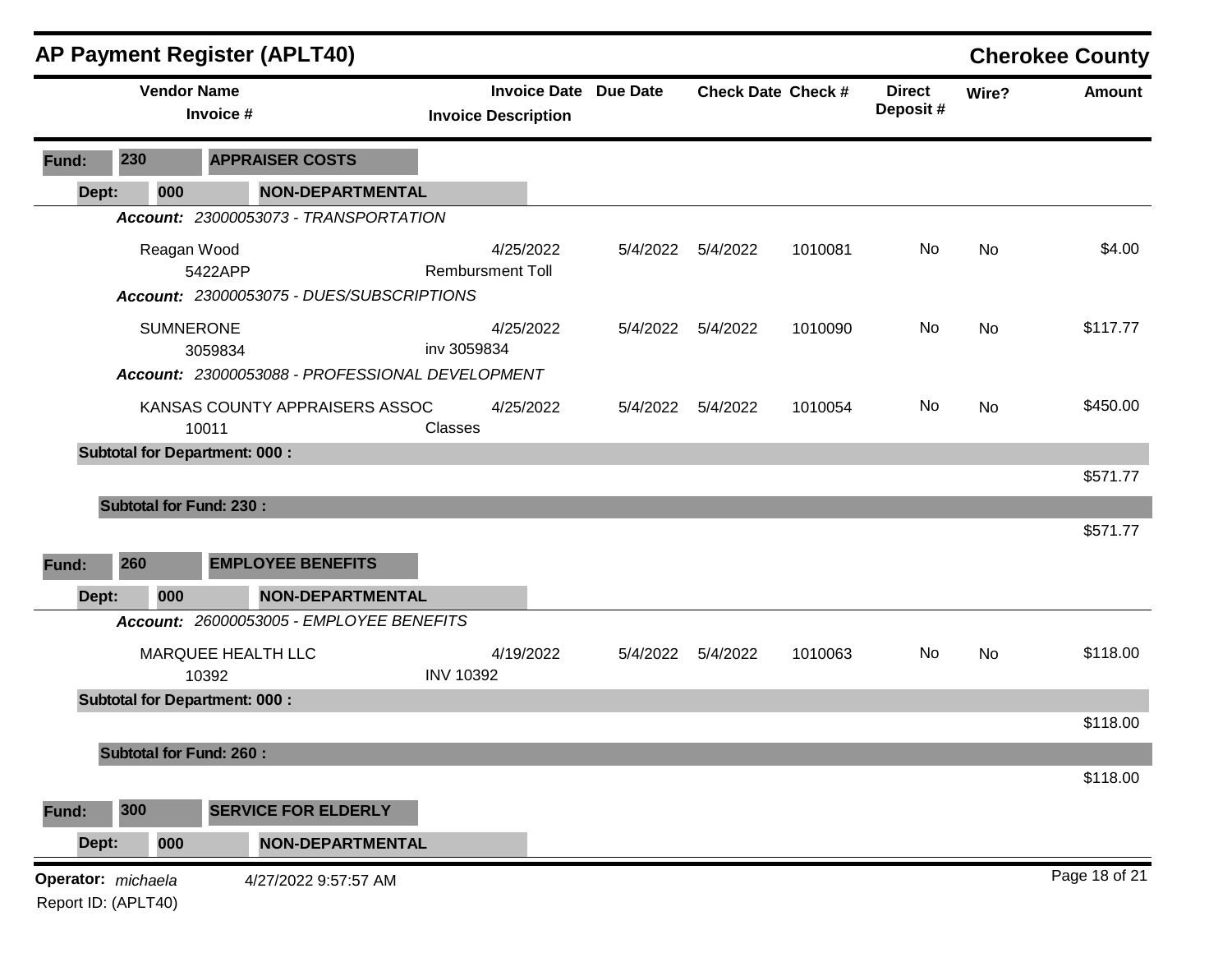## AP Payment Register (APLT40) — Cherokee County

| Vendor Name / Invoice # | Invoice Date / Invoice Description | Due Date | Check Date | Check # | Direct Deposit # | Wire? | Amount |
|---|---|---|---|---|---|---|---|
| **Fund: 230 APPRAISER COSTS** | | | | | | | |
| **Dept: 000 NON-DEPARTMENTAL** | | | | | | | |
| *Account: 23000053073 - TRANSPORTATION* | | | | | | | |
| Reagan Wood<br>5422APP | 4/25/2022<br>Rembursment Toll | 5/4/2022 | 5/4/2022 | 1010081 | No | No | $4.00 |
| *Account: 23000053075 - DUES/SUBSCRIPTIONS* | | | | | | | |
| SUMNERONE<br>3059834 | 4/25/2022<br>inv 3059834 | 5/4/2022 | 5/4/2022 | 1010090 | No | No | $117.77 |
| *Account: 23000053088 - PROFESSIONAL DEVELOPMENT* | | | | | | | |
| KANSAS COUNTY APPRAISERS ASSOC<br>10011 | 4/25/2022<br>Classes | 5/4/2022 | 5/4/2022 | 1010054 | No | No | $450.00 |
| **Subtotal for Department: 000 :** | | | | | | | $571.77 |
| **Subtotal for Fund: 230 :** | | | | | | | $571.77 |
| **Fund: 260 EMPLOYEE BENEFITS** | | | | | | | |
| **Dept: 000 NON-DEPARTMENTAL** | | | | | | | |
| *Account: 26000053005 - EMPLOYEE BENEFITS* | | | | | | | |
| MARQUEE HEALTH LLC<br>10392 | 4/19/2022<br>INV 10392 | 5/4/2022 | 5/4/2022 | 1010063 | No | No | $118.00 |
| **Subtotal for Department: 000 :** | | | | | | | $118.00 |
| **Subtotal for Fund: 260 :** | | | | | | | $118.00 |
| **Fund: 300 SERVICE FOR ELDERLY** | | | | | | | |
| **Dept: 000 NON-DEPARTMENTAL** | | | | | | | |

Operator: *michaela* 4/27/2022 9:57:57 AM

Report ID: (APLT40)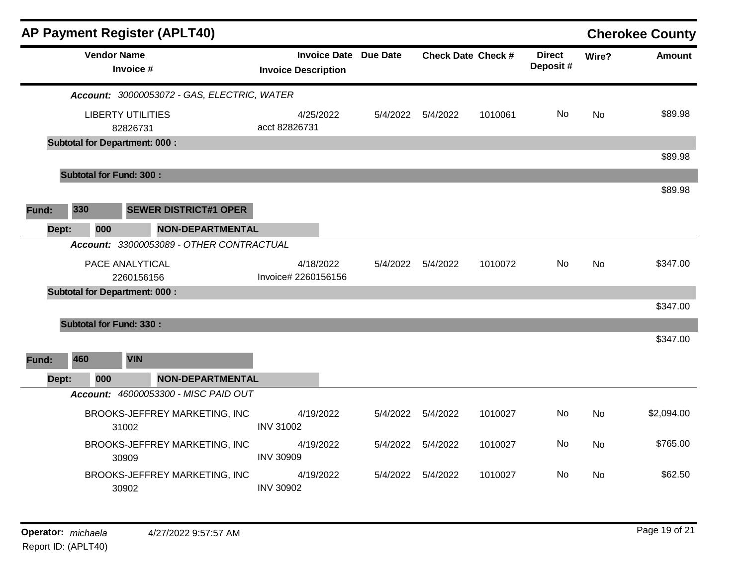## AP Payment Register (APLT40)

**Cherokee County**

| Vendor Name / Invoice # | Invoice Date / Invoice Description | Due Date | Check Date | Check # | Direct Deposit # | Wire? | Amount |
|---|---|---|---|---|---|---|---|
| ***Account:*** *30000053072 - GAS, ELECTRIC, WATER* | | | | | | | |
| LIBERTY UTILITIES 82826731 | 4/25/2022 acct 82826731 | 5/4/2022 | 5/4/2022 | 1010061 | No | No | $89.98 |
| **Subtotal for Department: 000 :** | | | | | | | $89.98 |
| **Subtotal for Fund: 300 :** | | | | | | | $89.98 |
| **Fund: 330 SEWER DISTRICT#1 OPER** | | | | | | | |
| **Dept: 000 NON-DEPARTMENTAL** | | | | | | | |
| ***Account:*** *33000053089 - OTHER CONTRACTUAL* | | | | | | | |
| PACE ANALYTICAL 2260156156 | 4/18/2022 Invoice# 2260156156 | 5/4/2022 | 5/4/2022 | 1010072 | No | No | $347.00 |
| **Subtotal for Department: 000 :** | | | | | | | $347.00 |
| **Subtotal for Fund: 330 :** | | | | | | | $347.00 |
| **Fund: 460 VIN** | | | | | | | |
| **Dept: 000 NON-DEPARTMENTAL** | | | | | | | |
| ***Account:*** *46000053300 - MISC PAID OUT* | | | | | | | |
| BROOKS-JEFFREY MARKETING, INC 31002 | 4/19/2022 INV 31002 | 5/4/2022 | 5/4/2022 | 1010027 | No | No | $2,094.00 |
| BROOKS-JEFFREY MARKETING, INC 30909 | 4/19/2022 INV 30909 | 5/4/2022 | 5/4/2022 | 1010027 | No | No | $765.00 |
| BROOKS-JEFFREY MARKETING, INC 30902 | 4/19/2022 INV 30902 | 5/4/2022 | 5/4/2022 | 1010027 | No | No | $62.50 |

**Operator:** *michaela* 4/27/2022 9:57:57 AM

Report ID: (APLT40)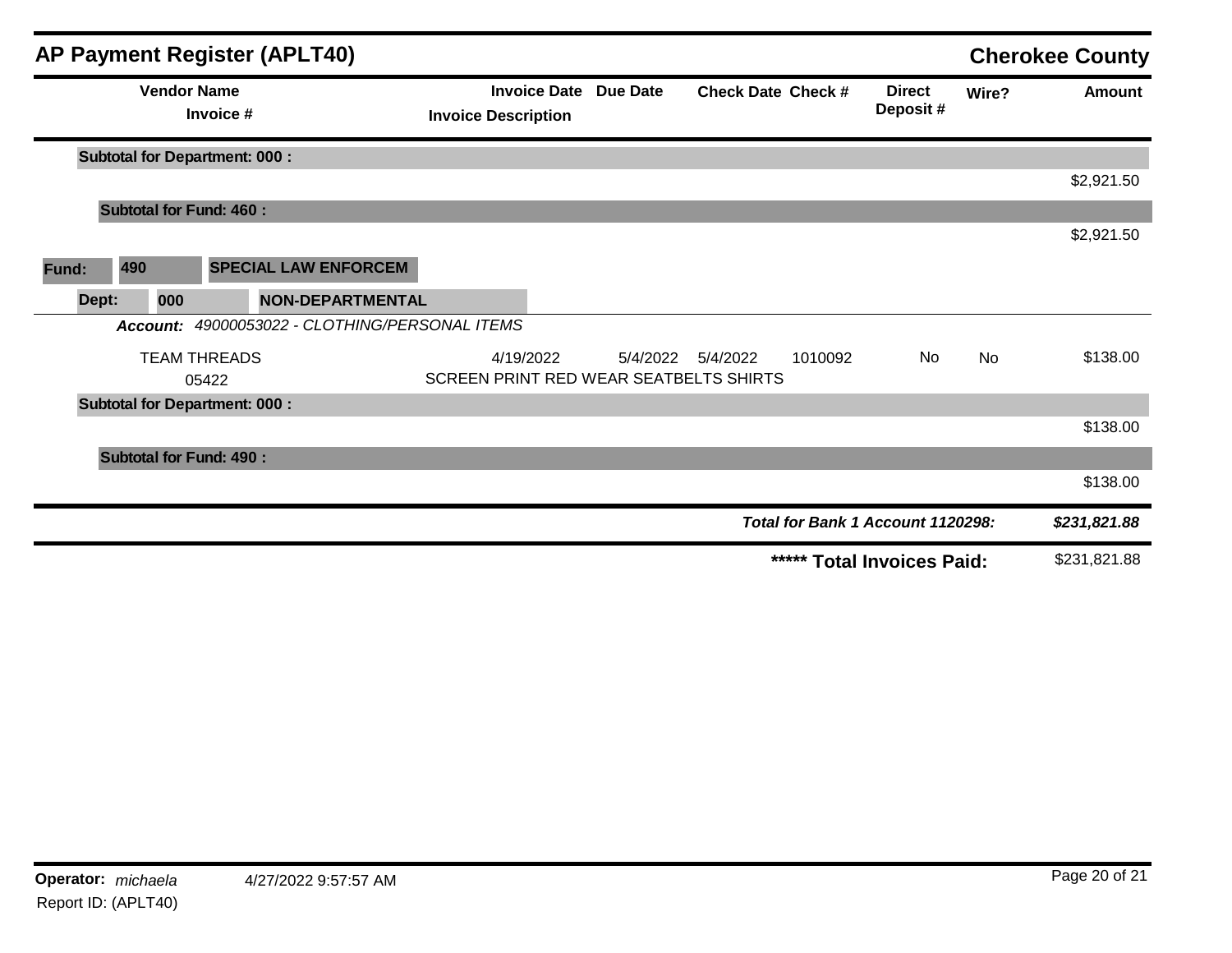## AP Payment Register (APLT40)

**Cherokee County**

| Vendor Name / Invoice # | Invoice Date / Invoice Description | Due Date | Check Date | Check # | Direct Deposit # | Wire? | Amount |
|---|---|---|---|---|---|---|---|
| **Subtotal for Department: 000 :** | | | | | | | $2,921.50 |
| **Subtotal for Fund: 460 :** | | | | | | | $2,921.50 |
| **Fund: 490 SPECIAL LAW ENFORCEM** | | | | | | | |
| **Dept: 000 NON-DEPARTMENTAL** | | | | | | | |
| ***Account:*** *49000053022 - CLOTHING/PERSONAL ITEMS* | | | | | | | |
| TEAM THREADS | 4/19/2022 | 5/4/2022 | 5/4/2022 | 1010092 | No | No | $138.00 |
| 05422 | SCREEN PRINT RED WEAR SEATBELTS SHIRTS | | | | | | |
| **Subtotal for Department: 000 :** | | | | | | | $138.00 |
| **Subtotal for Fund: 490 :** | | | | | | | $138.00 |
| | | | | | ***Total for Bank 1 Account 1120298:*** | | ***$231,821.88*** |
| | | | | | **\*\*\*\*\* Total Invoices Paid:** | | $231,821.88 |

**Operator:** *michaela* 4/27/2022 9:57:57 AM

Report ID: (APLT40)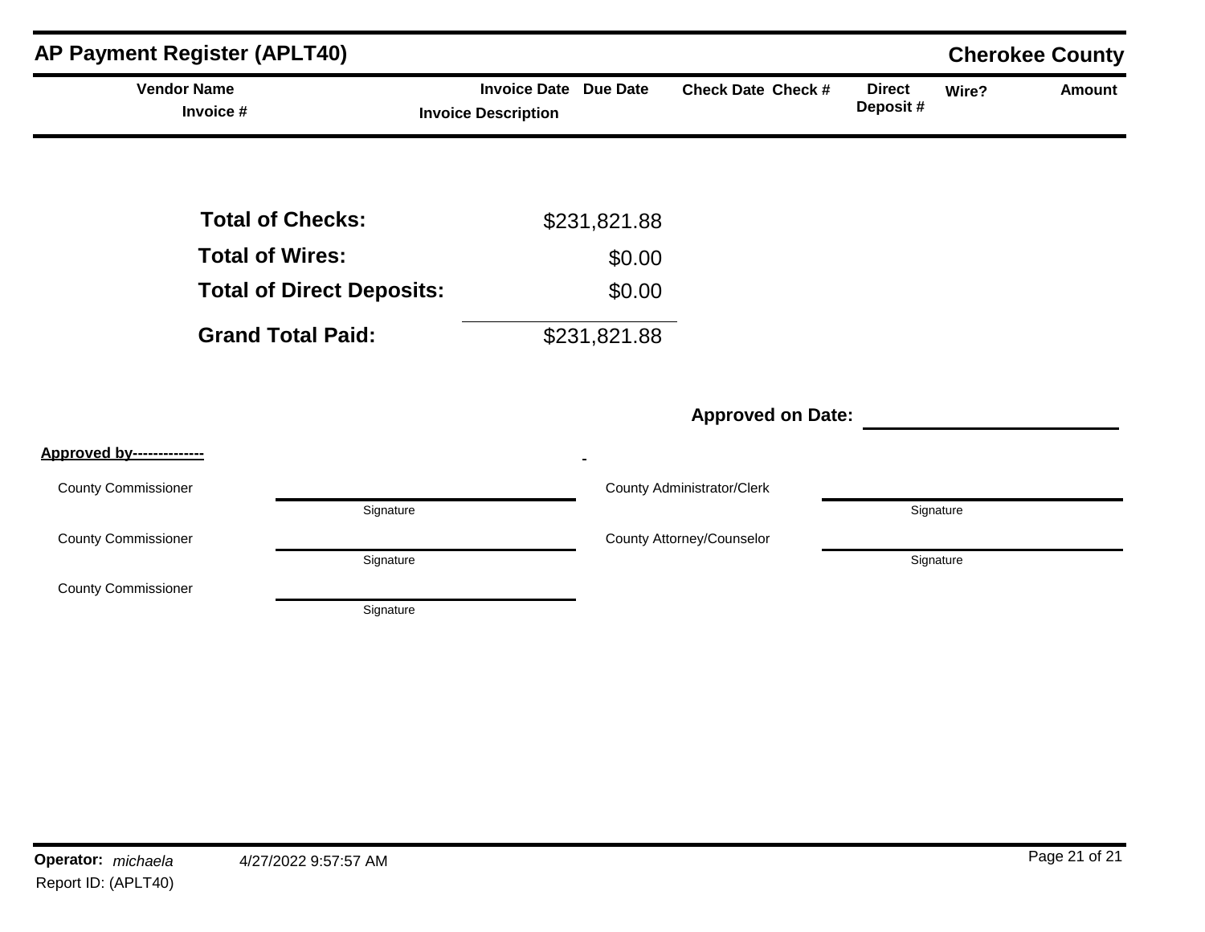## AP Payment Register (APLT40)

**Cherokee County**

| Vendor Name / Invoice # | Invoice Date / Invoice Description | Due Date | Check Date | Check # | Direct Deposit # | Wire? | Amount |
|---|---|---|---|---|---|---|---|

| | |
|---|---|
| **Total of Checks:** | $231,821.88 |
| **Total of Wires:** | $0.00 |
| **Total of Direct Deposits:** | $0.00 |
| **Grand Total Paid:** | $231,821.88 |

**Approved on Date:** ______________________

**Approved by-------------**

County Commissioner ______________________ Signature

County Commissioner ______________________ Signature

County Commissioner ______________________ Signature

County Administrator/Clerk ______________________ Signature

County Attorney/Counselor ______________________ Signature

**Operator:** *michaela* 4/27/2022 9:57:57 AM

Report ID: (APLT40)